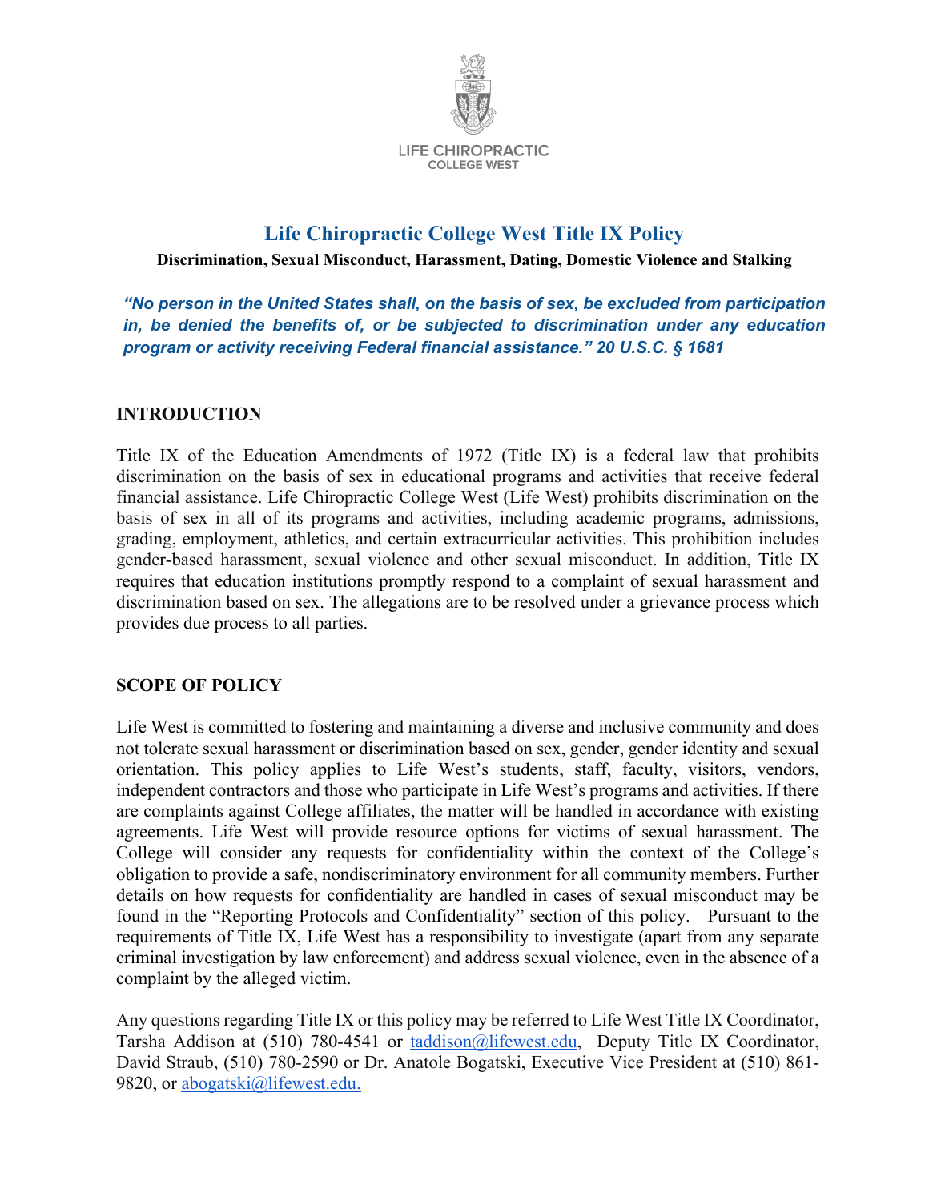LIFE CHIROPRACTIC
COLLEGE WEST

# Life Chiropractic College West Title IX Policy

**Discrimination, Sexual Misconduct, Harassment, Dating, Domestic Violence and Stalking**

***"No person in the United States shall, on the basis of sex, be excluded from participation in, be denied the benefits of, or be subjected to discrimination under any education program or activity receiving Federal financial assistance." 20 U.S.C. § 1681***

## INTRODUCTION

Title IX of the Education Amendments of 1972 (Title IX) is a federal law that prohibits discrimination on the basis of sex in educational programs and activities that receive federal financial assistance. Life Chiropractic College West (Life West) prohibits discrimination on the basis of sex in all of its programs and activities, including academic programs, admissions, grading, employment, athletics, and certain extracurricular activities. This prohibition includes gender-based harassment, sexual violence and other sexual misconduct. In addition, Title IX requires that education institutions promptly respond to a complaint of sexual harassment and discrimination based on sex. The allegations are to be resolved under a grievance process which provides due process to all parties.

## SCOPE OF POLICY

Life West is committed to fostering and maintaining a diverse and inclusive community and does not tolerate sexual harassment or discrimination based on sex, gender, gender identity and sexual orientation. This policy applies to Life West's students, staff, faculty, visitors, vendors, independent contractors and those who participate in Life West's programs and activities. If there are complaints against College affiliates, the matter will be handled in accordance with existing agreements. Life West will provide resource options for victims of sexual harassment. The College will consider any requests for confidentiality within the context of the College's obligation to provide a safe, nondiscriminatory environment for all community members. Further details on how requests for confidentiality are handled in cases of sexual misconduct may be found in the "Reporting Protocols and Confidentiality" section of this policy. Pursuant to the requirements of Title IX, Life West has a responsibility to investigate (apart from any separate criminal investigation by law enforcement) and address sexual violence, even in the absence of a complaint by the alleged victim.

Any questions regarding Title IX or this policy may be referred to Life West Title IX Coordinator, Tarsha Addison at (510) 780-4541 or taddison@lifewest.edu, Deputy Title IX Coordinator, David Straub, (510) 780-2590 or Dr. Anatole Bogatski, Executive Vice President at (510) 861-9820, or abogatski@lifewest.edu.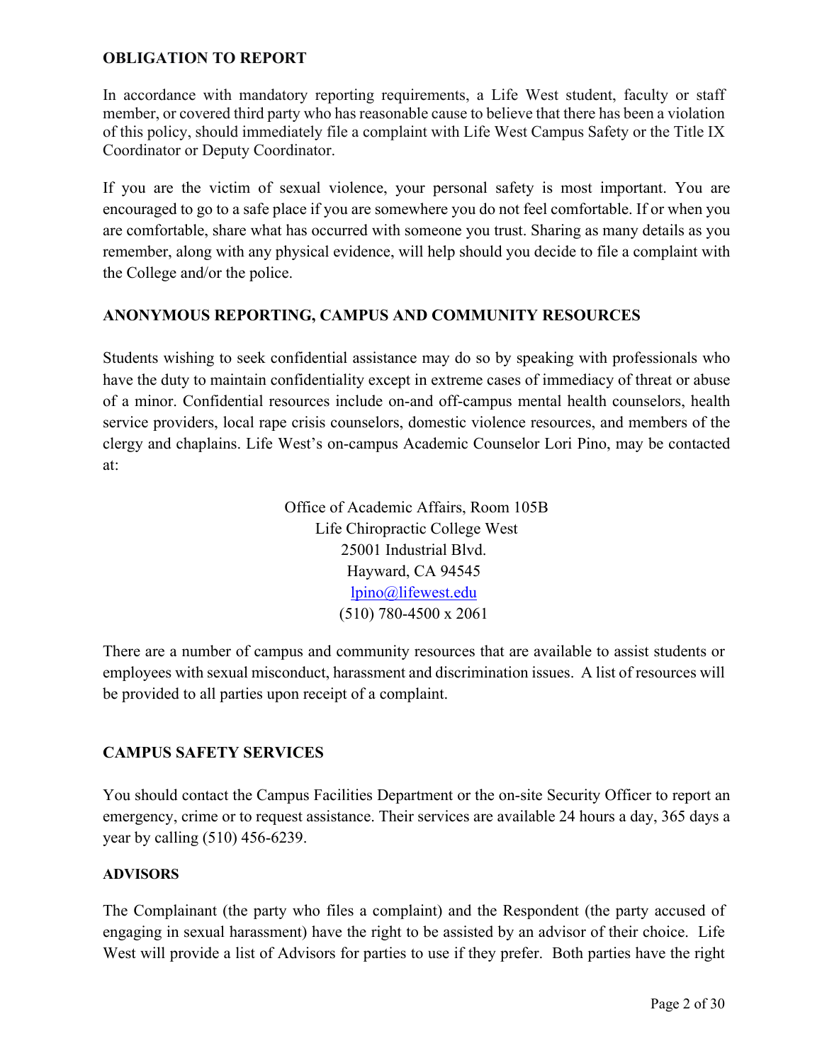**OBLIGATION TO REPORT**

In accordance with mandatory reporting requirements, a Life West student, faculty or staff member, or covered third party who has reasonable cause to believe that there has been a violation of this policy, should immediately file a complaint with Life West Campus Safety or the Title IX Coordinator or Deputy Coordinator.

If you are the victim of sexual violence, your personal safety is most important. You are encouraged to go to a safe place if you are somewhere you do not feel comfortable. If or when you are comfortable, share what has occurred with someone you trust. Sharing as many details as you remember, along with any physical evidence, will help should you decide to file a complaint with the College and/or the police.

**ANONYMOUS REPORTING, CAMPUS AND COMMUNITY RESOURCES**

Students wishing to seek confidential assistance may do so by speaking with professionals who have the duty to maintain confidentiality except in extreme cases of immediacy of threat or abuse of a minor. Confidential resources include on-and off-campus mental health counselors, health service providers, local rape crisis counselors, domestic violence resources, and members of the clergy and chaplains. Life West's on-campus Academic Counselor Lori Pino, may be contacted at:

Office of Academic Affairs, Room 105B
Life Chiropractic College West
25001 Industrial Blvd.
Hayward, CA 94545
lpino@lifewest.edu
(510) 780-4500 x 2061

There are a number of campus and community resources that are available to assist students or employees with sexual misconduct, harassment and discrimination issues. A list of resources will be provided to all parties upon receipt of a complaint.

**CAMPUS SAFETY SERVICES**

You should contact the Campus Facilities Department or the on-site Security Officer to report an emergency, crime or to request assistance. Their services are available 24 hours a day, 365 days a year by calling (510) 456-6239.

**ADVISORS**

The Complainant (the party who files a complaint) and the Respondent (the party accused of engaging in sexual harassment) have the right to be assisted by an advisor of their choice. Life West will provide a list of Advisors for parties to use if they prefer. Both parties have the right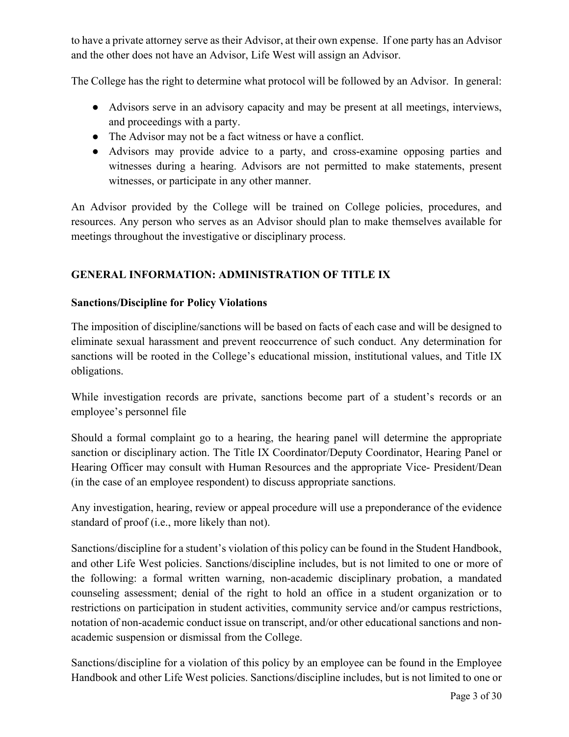to have a private attorney serve as their Advisor, at their own expense. If one party has an Advisor and the other does not have an Advisor, Life West will assign an Advisor.

The College has the right to determine what protocol will be followed by an Advisor. In general:

- Advisors serve in an advisory capacity and may be present at all meetings, interviews, and proceedings with a party.
- The Advisor may not be a fact witness or have a conflict.
- Advisors may provide advice to a party, and cross-examine opposing parties and witnesses during a hearing. Advisors are not permitted to make statements, present witnesses, or participate in any other manner.

An Advisor provided by the College will be trained on College policies, procedures, and resources. Any person who serves as an Advisor should plan to make themselves available for meetings throughout the investigative or disciplinary process.

## GENERAL INFORMATION: ADMINISTRATION OF TITLE IX

### Sanctions/Discipline for Policy Violations

The imposition of discipline/sanctions will be based on facts of each case and will be designed to eliminate sexual harassment and prevent reoccurrence of such conduct. Any determination for sanctions will be rooted in the College's educational mission, institutional values, and Title IX obligations.

While investigation records are private, sanctions become part of a student's records or an employee's personnel file

Should a formal complaint go to a hearing, the hearing panel will determine the appropriate sanction or disciplinary action. The Title IX Coordinator/Deputy Coordinator, Hearing Panel or Hearing Officer may consult with Human Resources and the appropriate Vice- President/Dean (in the case of an employee respondent) to discuss appropriate sanctions.

Any investigation, hearing, review or appeal procedure will use a preponderance of the evidence standard of proof (i.e., more likely than not).

Sanctions/discipline for a student's violation of this policy can be found in the Student Handbook, and other Life West policies. Sanctions/discipline includes, but is not limited to one or more of the following: a formal written warning, non-academic disciplinary probation, a mandated counseling assessment; denial of the right to hold an office in a student organization or to restrictions on participation in student activities, community service and/or campus restrictions, notation of non-academic conduct issue on transcript, and/or other educational sanctions and non-academic suspension or dismissal from the College.

Sanctions/discipline for a violation of this policy by an employee can be found in the Employee Handbook and other Life West policies. Sanctions/discipline includes, but is not limited to one or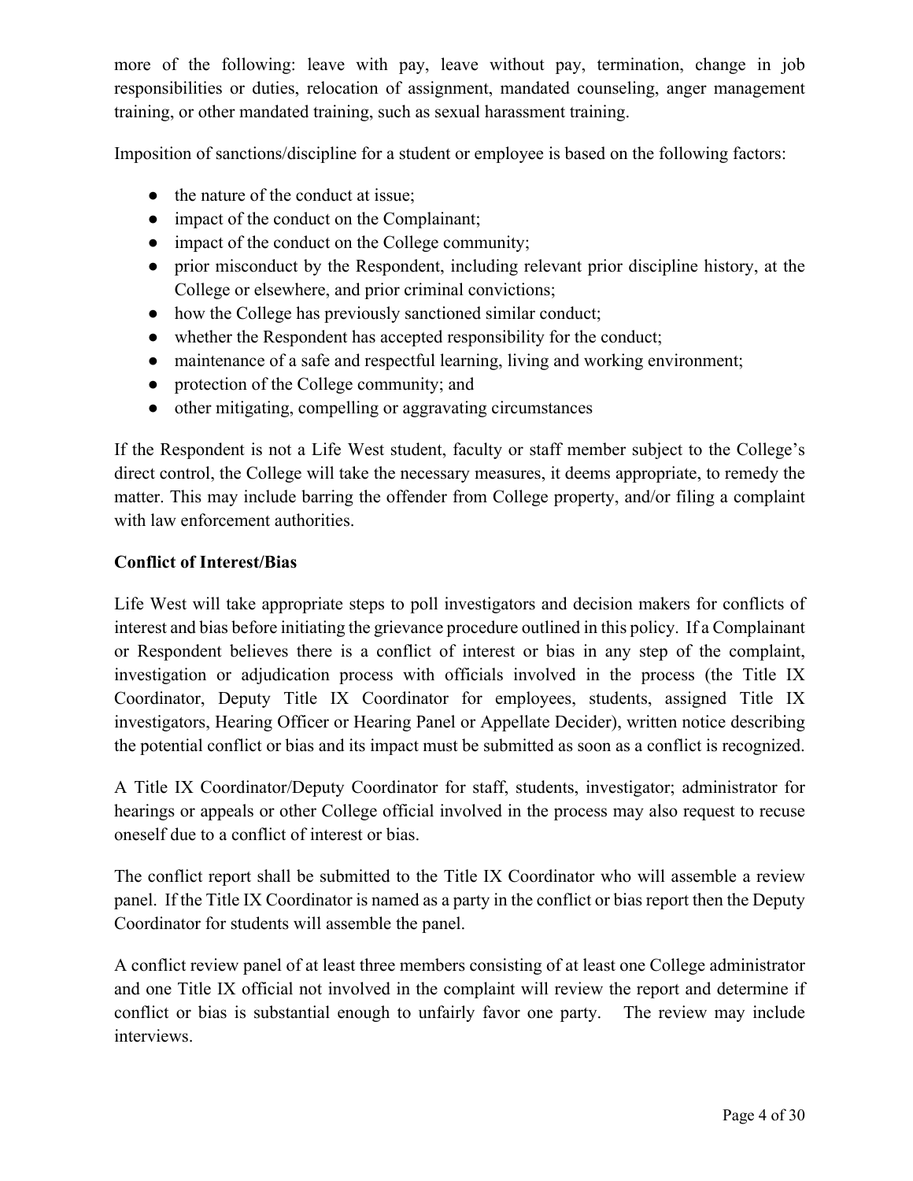more of the following: leave with pay, leave without pay, termination, change in job responsibilities or duties, relocation of assignment, mandated counseling, anger management training, or other mandated training, such as sexual harassment training.

Imposition of sanctions/discipline for a student or employee is based on the following factors:

- the nature of the conduct at issue;
- impact of the conduct on the Complainant;
- impact of the conduct on the College community;
- prior misconduct by the Respondent, including relevant prior discipline history, at the College or elsewhere, and prior criminal convictions;
- how the College has previously sanctioned similar conduct;
- whether the Respondent has accepted responsibility for the conduct;
- maintenance of a safe and respectful learning, living and working environment;
- protection of the College community; and
- other mitigating, compelling or aggravating circumstances

If the Respondent is not a Life West student, faculty or staff member subject to the College's direct control, the College will take the necessary measures, it deems appropriate, to remedy the matter. This may include barring the offender from College property, and/or filing a complaint with law enforcement authorities.

**Conflict of Interest/Bias**

Life West will take appropriate steps to poll investigators and decision makers for conflicts of interest and bias before initiating the grievance procedure outlined in this policy. If a Complainant or Respondent believes there is a conflict of interest or bias in any step of the complaint, investigation or adjudication process with officials involved in the process (the Title IX Coordinator, Deputy Title IX Coordinator for employees, students, assigned Title IX investigators, Hearing Officer or Hearing Panel or Appellate Decider), written notice describing the potential conflict or bias and its impact must be submitted as soon as a conflict is recognized.

A Title IX Coordinator/Deputy Coordinator for staff, students, investigator; administrator for hearings or appeals or other College official involved in the process may also request to recuse oneself due to a conflict of interest or bias.

The conflict report shall be submitted to the Title IX Coordinator who will assemble a review panel. If the Title IX Coordinator is named as a party in the conflict or bias report then the Deputy Coordinator for students will assemble the panel.

A conflict review panel of at least three members consisting of at least one College administrator and one Title IX official not involved in the complaint will review the report and determine if conflict or bias is substantial enough to unfairly favor one party. The review may include interviews.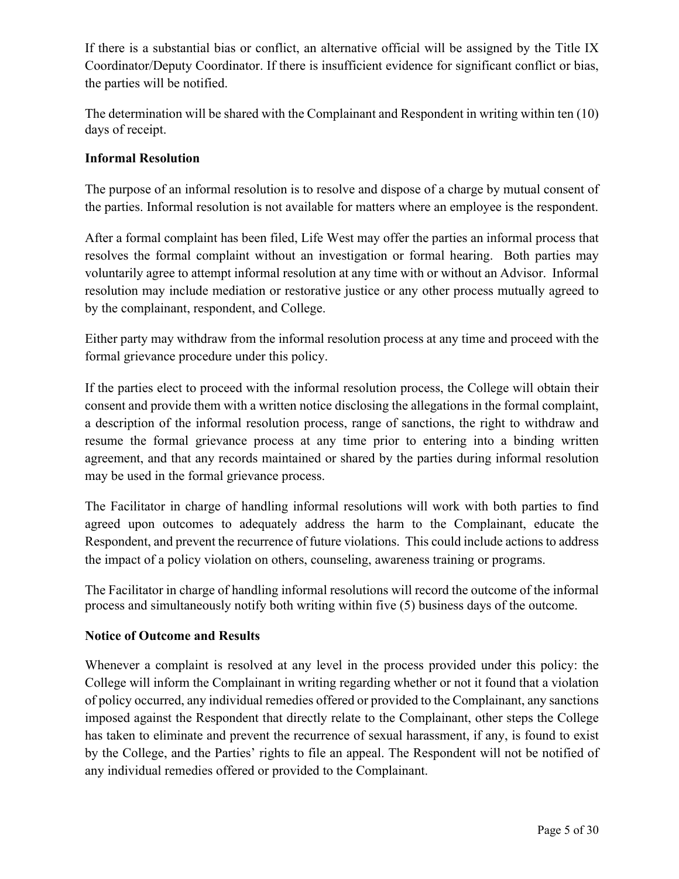If there is a substantial bias or conflict, an alternative official will be assigned by the Title IX Coordinator/Deputy Coordinator. If there is insufficient evidence for significant conflict or bias, the parties will be notified.

The determination will be shared with the Complainant and Respondent in writing within ten (10) days of receipt.

**Informal Resolution**

The purpose of an informal resolution is to resolve and dispose of a charge by mutual consent of the parties. Informal resolution is not available for matters where an employee is the respondent.

After a formal complaint has been filed, Life West may offer the parties an informal process that resolves the formal complaint without an investigation or formal hearing. Both parties may voluntarily agree to attempt informal resolution at any time with or without an Advisor. Informal resolution may include mediation or restorative justice or any other process mutually agreed to by the complainant, respondent, and College.

Either party may withdraw from the informal resolution process at any time and proceed with the formal grievance procedure under this policy.

If the parties elect to proceed with the informal resolution process, the College will obtain their consent and provide them with a written notice disclosing the allegations in the formal complaint, a description of the informal resolution process, range of sanctions, the right to withdraw and resume the formal grievance process at any time prior to entering into a binding written agreement, and that any records maintained or shared by the parties during informal resolution may be used in the formal grievance process.

The Facilitator in charge of handling informal resolutions will work with both parties to find agreed upon outcomes to adequately address the harm to the Complainant, educate the Respondent, and prevent the recurrence of future violations. This could include actions to address the impact of a policy violation on others, counseling, awareness training or programs.

The Facilitator in charge of handling informal resolutions will record the outcome of the informal process and simultaneously notify both writing within five (5) business days of the outcome.

**Notice of Outcome and Results**

Whenever a complaint is resolved at any level in the process provided under this policy: the College will inform the Complainant in writing regarding whether or not it found that a violation of policy occurred, any individual remedies offered or provided to the Complainant, any sanctions imposed against the Respondent that directly relate to the Complainant, other steps the College has taken to eliminate and prevent the recurrence of sexual harassment, if any, is found to exist by the College, and the Parties' rights to file an appeal. The Respondent will not be notified of any individual remedies offered or provided to the Complainant.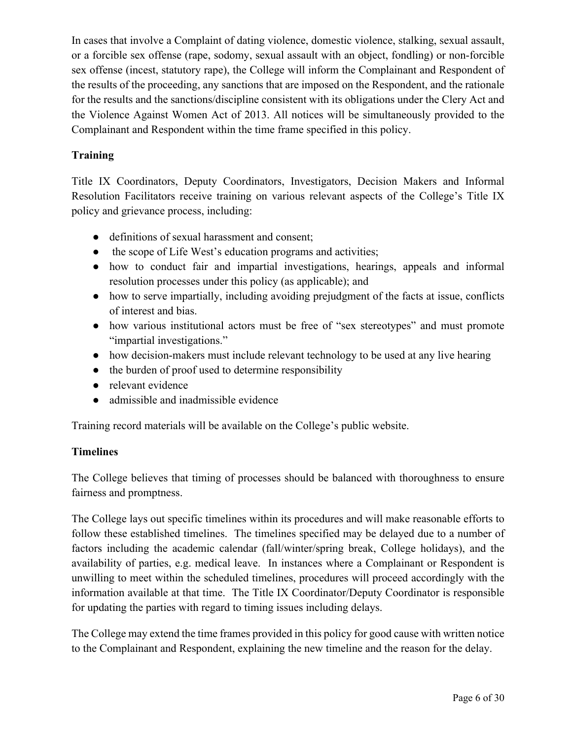In cases that involve a Complaint of dating violence, domestic violence, stalking, sexual assault, or a forcible sex offense (rape, sodomy, sexual assault with an object, fondling) or non-forcible sex offense (incest, statutory rape), the College will inform the Complainant and Respondent of the results of the proceeding, any sanctions that are imposed on the Respondent, and the rationale for the results and the sanctions/discipline consistent with its obligations under the Clery Act and the Violence Against Women Act of 2013. All notices will be simultaneously provided to the Complainant and Respondent within the time frame specified in this policy.

**Training**

Title IX Coordinators, Deputy Coordinators, Investigators, Decision Makers and Informal Resolution Facilitators receive training on various relevant aspects of the College's Title IX policy and grievance process, including:

- definitions of sexual harassment and consent;
- the scope of Life West's education programs and activities;
- how to conduct fair and impartial investigations, hearings, appeals and informal resolution processes under this policy (as applicable); and
- how to serve impartially, including avoiding prejudgment of the facts at issue, conflicts of interest and bias.
- how various institutional actors must be free of "sex stereotypes" and must promote "impartial investigations."
- how decision-makers must include relevant technology to be used at any live hearing
- the burden of proof used to determine responsibility
- relevant evidence
- admissible and inadmissible evidence

Training record materials will be available on the College's public website.

**Timelines**

The College believes that timing of processes should be balanced with thoroughness to ensure fairness and promptness.

The College lays out specific timelines within its procedures and will make reasonable efforts to follow these established timelines. The timelines specified may be delayed due to a number of factors including the academic calendar (fall/winter/spring break, College holidays), and the availability of parties, e.g. medical leave. In instances where a Complainant or Respondent is unwilling to meet within the scheduled timelines, procedures will proceed accordingly with the information available at that time. The Title IX Coordinator/Deputy Coordinator is responsible for updating the parties with regard to timing issues including delays.

The College may extend the time frames provided in this policy for good cause with written notice to the Complainant and Respondent, explaining the new timeline and the reason for the delay.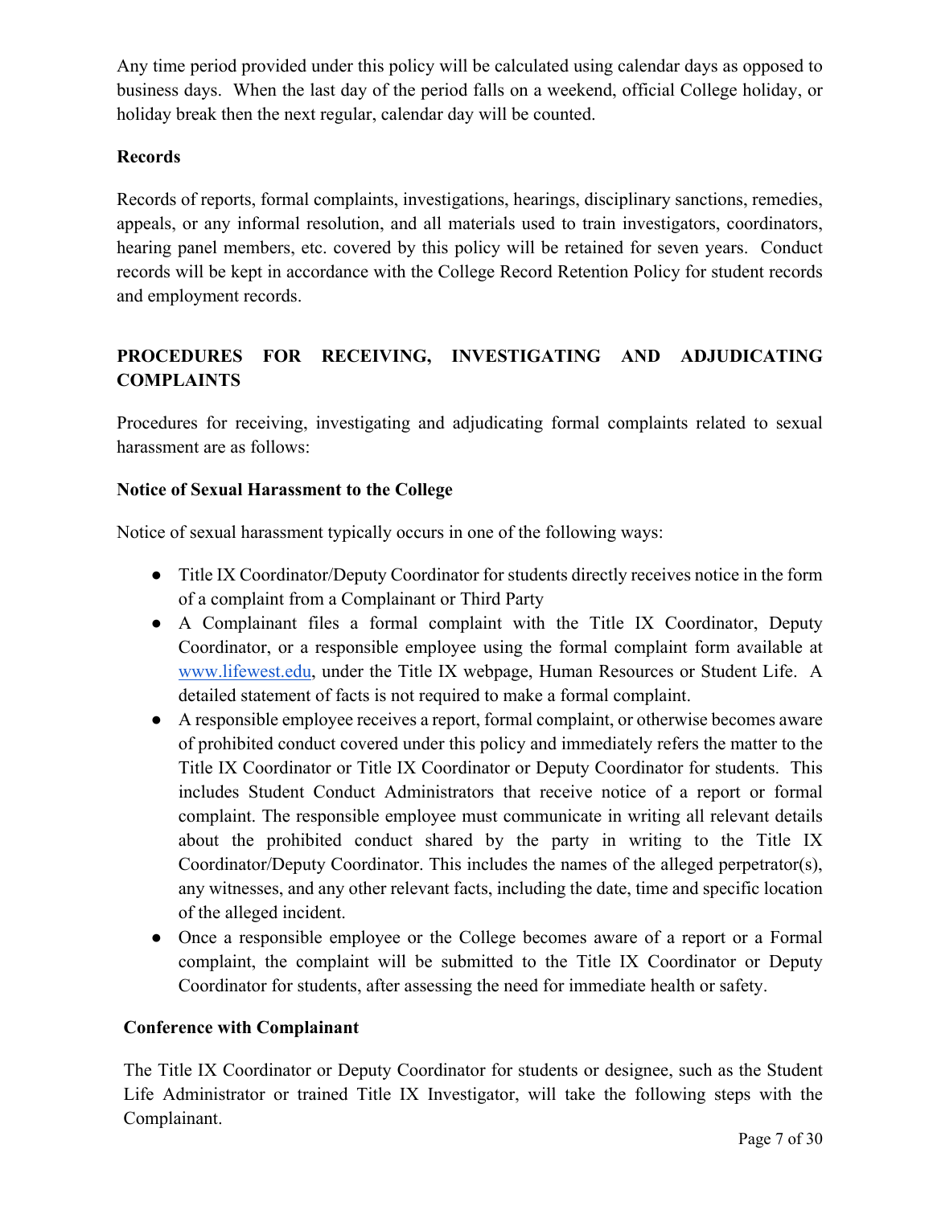Any time period provided under this policy will be calculated using calendar days as opposed to business days. When the last day of the period falls on a weekend, official College holiday, or holiday break then the next regular, calendar day will be counted.

**Records**

Records of reports, formal complaints, investigations, hearings, disciplinary sanctions, remedies, appeals, or any informal resolution, and all materials used to train investigators, coordinators, hearing panel members, etc. covered by this policy will be retained for seven years. Conduct records will be kept in accordance with the College Record Retention Policy for student records and employment records.

## PROCEDURES FOR RECEIVING, INVESTIGATING AND ADJUDICATING COMPLAINTS

Procedures for receiving, investigating and adjudicating formal complaints related to sexual harassment are as follows:

**Notice of Sexual Harassment to the College**

Notice of sexual harassment typically occurs in one of the following ways:

- Title IX Coordinator/Deputy Coordinator for students directly receives notice in the form of a complaint from a Complainant or Third Party
- A Complainant files a formal complaint with the Title IX Coordinator, Deputy Coordinator, or a responsible employee using the formal complaint form available at [www.lifewest.edu](http://www.lifewest.edu), under the Title IX webpage, Human Resources or Student Life. A detailed statement of facts is not required to make a formal complaint.
- A responsible employee receives a report, formal complaint, or otherwise becomes aware of prohibited conduct covered under this policy and immediately refers the matter to the Title IX Coordinator or Title IX Coordinator or Deputy Coordinator for students. This includes Student Conduct Administrators that receive notice of a report or formal complaint. The responsible employee must communicate in writing all relevant details about the prohibited conduct shared by the party in writing to the Title IX Coordinator/Deputy Coordinator. This includes the names of the alleged perpetrator(s), any witnesses, and any other relevant facts, including the date, time and specific location of the alleged incident.
- Once a responsible employee or the College becomes aware of a report or a Formal complaint, the complaint will be submitted to the Title IX Coordinator or Deputy Coordinator for students, after assessing the need for immediate health or safety.

**Conference with Complainant**

The Title IX Coordinator or Deputy Coordinator for students or designee, such as the Student Life Administrator or trained Title IX Investigator, will take the following steps with the Complainant.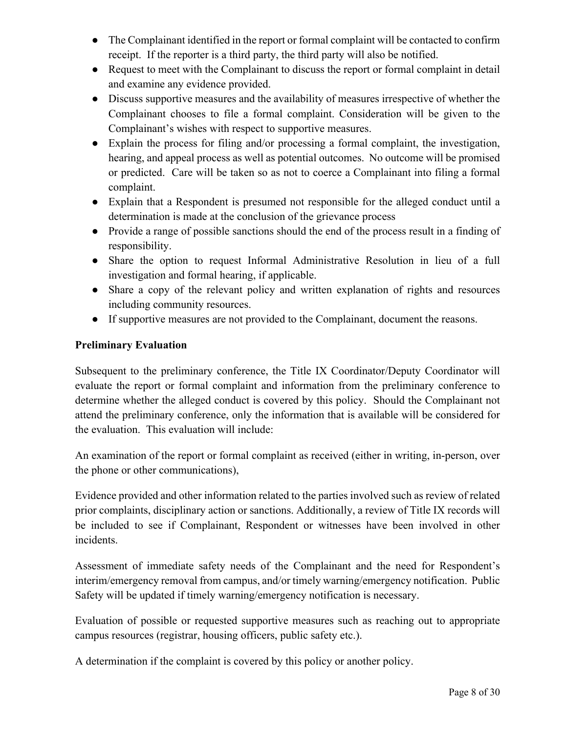- The Complainant identified in the report or formal complaint will be contacted to confirm receipt. If the reporter is a third party, the third party will also be notified.
- Request to meet with the Complainant to discuss the report or formal complaint in detail and examine any evidence provided.
- Discuss supportive measures and the availability of measures irrespective of whether the Complainant chooses to file a formal complaint. Consideration will be given to the Complainant's wishes with respect to supportive measures.
- Explain the process for filing and/or processing a formal complaint, the investigation, hearing, and appeal process as well as potential outcomes. No outcome will be promised or predicted. Care will be taken so as not to coerce a Complainant into filing a formal complaint.
- Explain that a Respondent is presumed not responsible for the alleged conduct until a determination is made at the conclusion of the grievance process
- Provide a range of possible sanctions should the end of the process result in a finding of responsibility.
- Share the option to request Informal Administrative Resolution in lieu of a full investigation and formal hearing, if applicable.
- Share a copy of the relevant policy and written explanation of rights and resources including community resources.
- If supportive measures are not provided to the Complainant, document the reasons.

**Preliminary Evaluation**

Subsequent to the preliminary conference, the Title IX Coordinator/Deputy Coordinator will evaluate the report or formal complaint and information from the preliminary conference to determine whether the alleged conduct is covered by this policy. Should the Complainant not attend the preliminary conference, only the information that is available will be considered for the evaluation. This evaluation will include:

An examination of the report or formal complaint as received (either in writing, in-person, over the phone or other communications),

Evidence provided and other information related to the parties involved such as review of related prior complaints, disciplinary action or sanctions. Additionally, a review of Title IX records will be included to see if Complainant, Respondent or witnesses have been involved in other incidents.

Assessment of immediate safety needs of the Complainant and the need for Respondent's interim/emergency removal from campus, and/or timely warning/emergency notification. Public Safety will be updated if timely warning/emergency notification is necessary.

Evaluation of possible or requested supportive measures such as reaching out to appropriate campus resources (registrar, housing officers, public safety etc.).

A determination if the complaint is covered by this policy or another policy.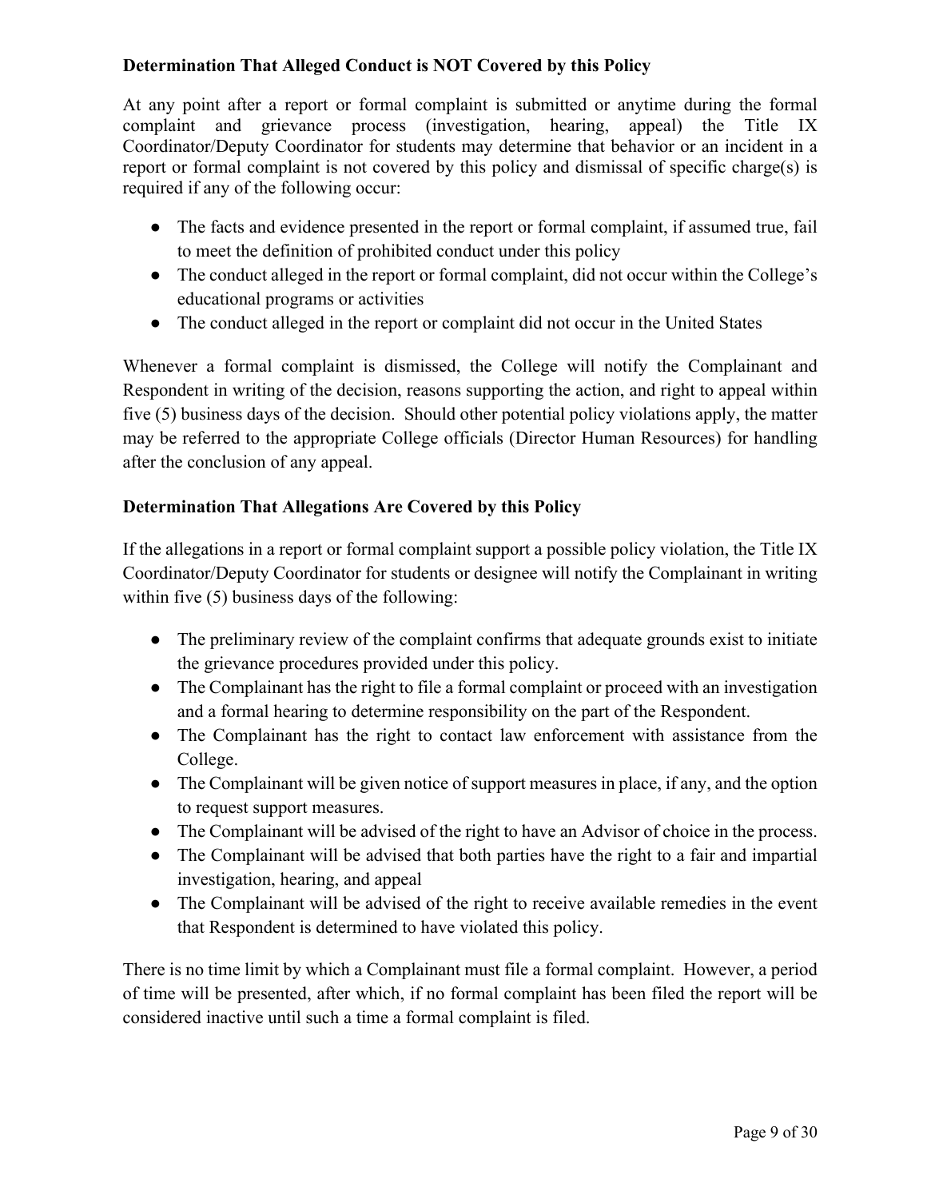**Determination That Alleged Conduct is NOT Covered by this Policy**

At any point after a report or formal complaint is submitted or anytime during the formal complaint and grievance process (investigation, hearing, appeal) the Title IX Coordinator/Deputy Coordinator for students may determine that behavior or an incident in a report or formal complaint is not covered by this policy and dismissal of specific charge(s) is required if any of the following occur:

- The facts and evidence presented in the report or formal complaint, if assumed true, fail to meet the definition of prohibited conduct under this policy
- The conduct alleged in the report or formal complaint, did not occur within the College's educational programs or activities
- The conduct alleged in the report or complaint did not occur in the United States

Whenever a formal complaint is dismissed, the College will notify the Complainant and Respondent in writing of the decision, reasons supporting the action, and right to appeal within five (5) business days of the decision. Should other potential policy violations apply, the matter may be referred to the appropriate College officials (Director Human Resources) for handling after the conclusion of any appeal.

**Determination That Allegations Are Covered by this Policy**

If the allegations in a report or formal complaint support a possible policy violation, the Title IX Coordinator/Deputy Coordinator for students or designee will notify the Complainant in writing within five (5) business days of the following:

- The preliminary review of the complaint confirms that adequate grounds exist to initiate the grievance procedures provided under this policy.
- The Complainant has the right to file a formal complaint or proceed with an investigation and a formal hearing to determine responsibility on the part of the Respondent.
- The Complainant has the right to contact law enforcement with assistance from the College.
- The Complainant will be given notice of support measures in place, if any, and the option to request support measures.
- The Complainant will be advised of the right to have an Advisor of choice in the process.
- The Complainant will be advised that both parties have the right to a fair and impartial investigation, hearing, and appeal
- The Complainant will be advised of the right to receive available remedies in the event that Respondent is determined to have violated this policy.

There is no time limit by which a Complainant must file a formal complaint. However, a period of time will be presented, after which, if no formal complaint has been filed the report will be considered inactive until such a time a formal complaint is filed.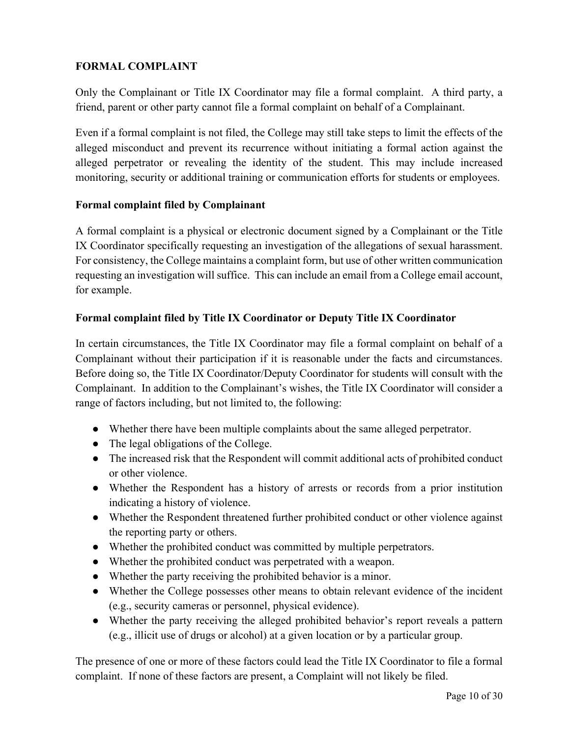## FORMAL COMPLAINT

Only the Complainant or Title IX Coordinator may file a formal complaint. A third party, a friend, parent or other party cannot file a formal complaint on behalf of a Complainant.

Even if a formal complaint is not filed, the College may still take steps to limit the effects of the alleged misconduct and prevent its recurrence without initiating a formal action against the alleged perpetrator or revealing the identity of the student. This may include increased monitoring, security or additional training or communication efforts for students or employees.

### Formal complaint filed by Complainant

A formal complaint is a physical or electronic document signed by a Complainant or the Title IX Coordinator specifically requesting an investigation of the allegations of sexual harassment. For consistency, the College maintains a complaint form, but use of other written communication requesting an investigation will suffice. This can include an email from a College email account, for example.

### Formal complaint filed by Title IX Coordinator or Deputy Title IX Coordinator

In certain circumstances, the Title IX Coordinator may file a formal complaint on behalf of a Complainant without their participation if it is reasonable under the facts and circumstances. Before doing so, the Title IX Coordinator/Deputy Coordinator for students will consult with the Complainant. In addition to the Complainant's wishes, the Title IX Coordinator will consider a range of factors including, but not limited to, the following:

- Whether there have been multiple complaints about the same alleged perpetrator.
- The legal obligations of the College.
- The increased risk that the Respondent will commit additional acts of prohibited conduct or other violence.
- Whether the Respondent has a history of arrests or records from a prior institution indicating a history of violence.
- Whether the Respondent threatened further prohibited conduct or other violence against the reporting party or others.
- Whether the prohibited conduct was committed by multiple perpetrators.
- Whether the prohibited conduct was perpetrated with a weapon.
- Whether the party receiving the prohibited behavior is a minor.
- Whether the College possesses other means to obtain relevant evidence of the incident (e.g., security cameras or personnel, physical evidence).
- Whether the party receiving the alleged prohibited behavior's report reveals a pattern (e.g., illicit use of drugs or alcohol) at a given location or by a particular group.

The presence of one or more of these factors could lead the Title IX Coordinator to file a formal complaint. If none of these factors are present, a Complaint will not likely be filed.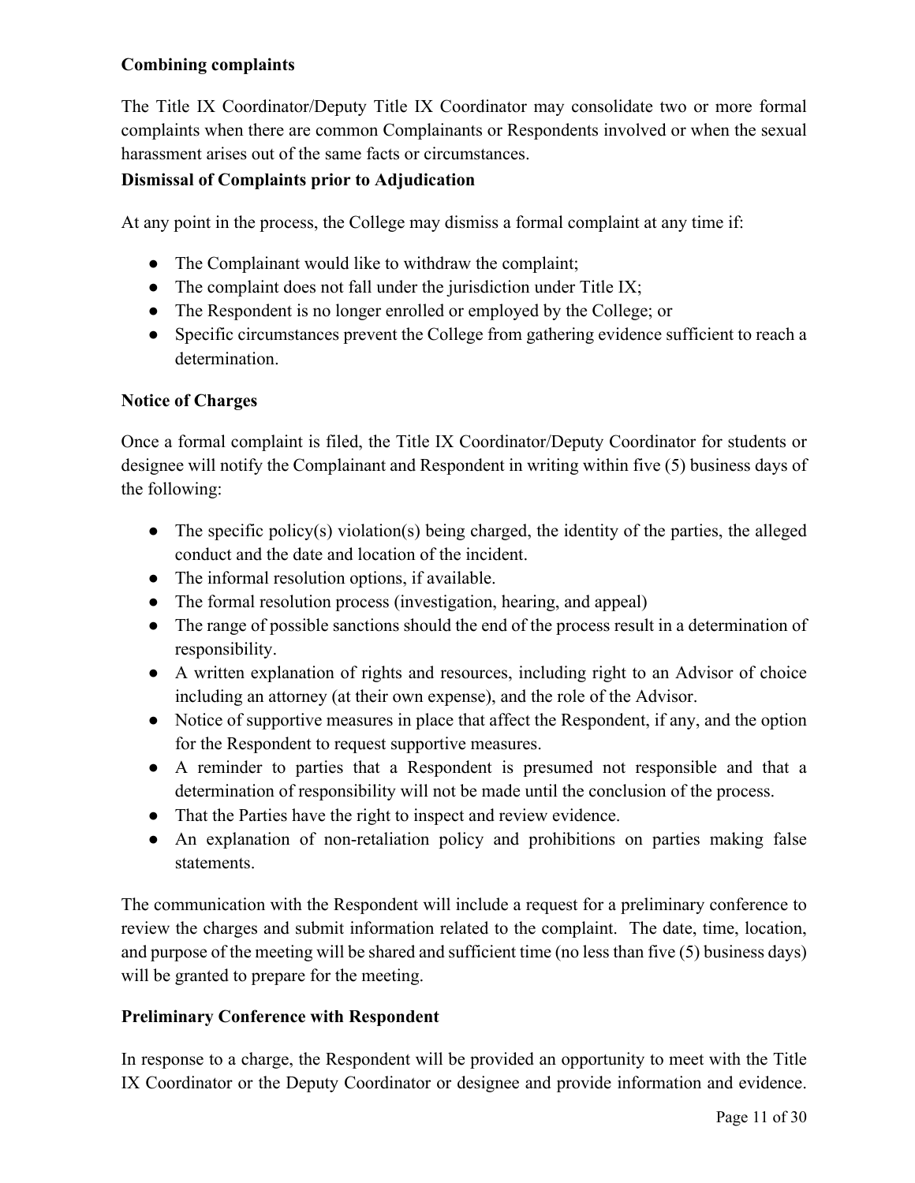**Combining complaints**

The Title IX Coordinator/Deputy Title IX Coordinator may consolidate two or more formal complaints when there are common Complainants or Respondents involved or when the sexual harassment arises out of the same facts or circumstances.

**Dismissal of Complaints prior to Adjudication**

At any point in the process, the College may dismiss a formal complaint at any time if:

- The Complainant would like to withdraw the complaint;
- The complaint does not fall under the jurisdiction under Title IX;
- The Respondent is no longer enrolled or employed by the College; or
- Specific circumstances prevent the College from gathering evidence sufficient to reach a determination.

**Notice of Charges**

Once a formal complaint is filed, the Title IX Coordinator/Deputy Coordinator for students or designee will notify the Complainant and Respondent in writing within five (5) business days of the following:

- The specific policy(s) violation(s) being charged, the identity of the parties, the alleged conduct and the date and location of the incident.
- The informal resolution options, if available.
- The formal resolution process (investigation, hearing, and appeal)
- The range of possible sanctions should the end of the process result in a determination of responsibility.
- A written explanation of rights and resources, including right to an Advisor of choice including an attorney (at their own expense), and the role of the Advisor.
- Notice of supportive measures in place that affect the Respondent, if any, and the option for the Respondent to request supportive measures.
- A reminder to parties that a Respondent is presumed not responsible and that a determination of responsibility will not be made until the conclusion of the process.
- That the Parties have the right to inspect and review evidence.
- An explanation of non-retaliation policy and prohibitions on parties making false statements.

The communication with the Respondent will include a request for a preliminary conference to review the charges and submit information related to the complaint. The date, time, location, and purpose of the meeting will be shared and sufficient time (no less than five (5) business days) will be granted to prepare for the meeting.

**Preliminary Conference with Respondent**

In response to a charge, the Respondent will be provided an opportunity to meet with the Title IX Coordinator or the Deputy Coordinator or designee and provide information and evidence.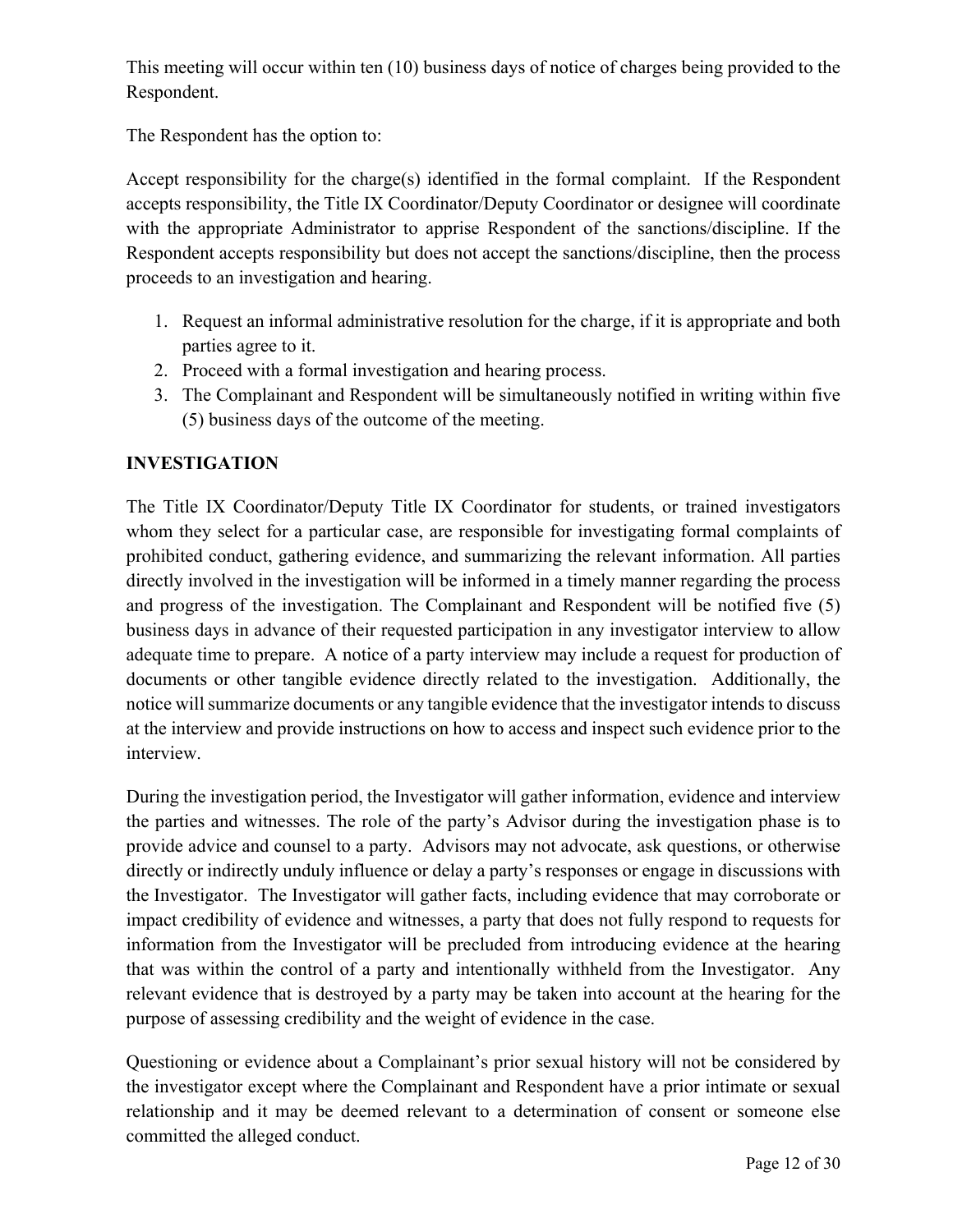This meeting will occur within ten (10) business days of notice of charges being provided to the Respondent.

The Respondent has the option to:

Accept responsibility for the charge(s) identified in the formal complaint. If the Respondent accepts responsibility, the Title IX Coordinator/Deputy Coordinator or designee will coordinate with the appropriate Administrator to apprise Respondent of the sanctions/discipline. If the Respondent accepts responsibility but does not accept the sanctions/discipline, then the process proceeds to an investigation and hearing.

1. Request an informal administrative resolution for the charge, if it is appropriate and both parties agree to it.
2. Proceed with a formal investigation and hearing process.
3. The Complainant and Respondent will be simultaneously notified in writing within five (5) business days of the outcome of the meeting.

## INVESTIGATION

The Title IX Coordinator/Deputy Title IX Coordinator for students, or trained investigators whom they select for a particular case, are responsible for investigating formal complaints of prohibited conduct, gathering evidence, and summarizing the relevant information. All parties directly involved in the investigation will be informed in a timely manner regarding the process and progress of the investigation. The Complainant and Respondent will be notified five (5) business days in advance of their requested participation in any investigator interview to allow adequate time to prepare. A notice of a party interview may include a request for production of documents or other tangible evidence directly related to the investigation. Additionally, the notice will summarize documents or any tangible evidence that the investigator intends to discuss at the interview and provide instructions on how to access and inspect such evidence prior to the interview.

During the investigation period, the Investigator will gather information, evidence and interview the parties and witnesses. The role of the party's Advisor during the investigation phase is to provide advice and counsel to a party. Advisors may not advocate, ask questions, or otherwise directly or indirectly unduly influence or delay a party's responses or engage in discussions with the Investigator. The Investigator will gather facts, including evidence that may corroborate or impact credibility of evidence and witnesses, a party that does not fully respond to requests for information from the Investigator will be precluded from introducing evidence at the hearing that was within the control of a party and intentionally withheld from the Investigator. Any relevant evidence that is destroyed by a party may be taken into account at the hearing for the purpose of assessing credibility and the weight of evidence in the case.

Questioning or evidence about a Complainant's prior sexual history will not be considered by the investigator except where the Complainant and Respondent have a prior intimate or sexual relationship and it may be deemed relevant to a determination of consent or someone else committed the alleged conduct.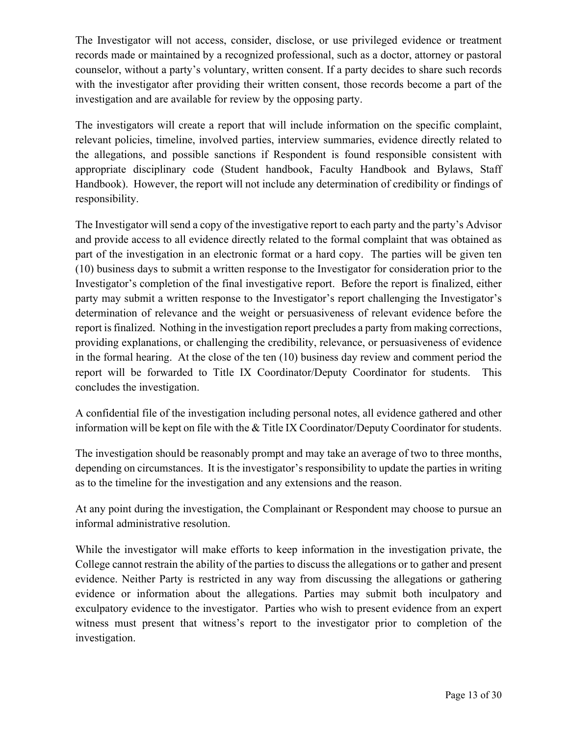The Investigator will not access, consider, disclose, or use privileged evidence or treatment records made or maintained by a recognized professional, such as a doctor, attorney or pastoral counselor, without a party's voluntary, written consent. If a party decides to share such records with the investigator after providing their written consent, those records become a part of the investigation and are available for review by the opposing party.

The investigators will create a report that will include information on the specific complaint, relevant policies, timeline, involved parties, interview summaries, evidence directly related to the allegations, and possible sanctions if Respondent is found responsible consistent with appropriate disciplinary code (Student handbook, Faculty Handbook and Bylaws, Staff Handbook). However, the report will not include any determination of credibility or findings of responsibility.

The Investigator will send a copy of the investigative report to each party and the party's Advisor and provide access to all evidence directly related to the formal complaint that was obtained as part of the investigation in an electronic format or a hard copy. The parties will be given ten (10) business days to submit a written response to the Investigator for consideration prior to the Investigator's completion of the final investigative report. Before the report is finalized, either party may submit a written response to the Investigator's report challenging the Investigator's determination of relevance and the weight or persuasiveness of relevant evidence before the report is finalized. Nothing in the investigation report precludes a party from making corrections, providing explanations, or challenging the credibility, relevance, or persuasiveness of evidence in the formal hearing. At the close of the ten (10) business day review and comment period the report will be forwarded to Title IX Coordinator/Deputy Coordinator for students. This concludes the investigation.

A confidential file of the investigation including personal notes, all evidence gathered and other information will be kept on file with the & Title IX Coordinator/Deputy Coordinator for students.

The investigation should be reasonably prompt and may take an average of two to three months, depending on circumstances. It is the investigator's responsibility to update the parties in writing as to the timeline for the investigation and any extensions and the reason.

At any point during the investigation, the Complainant or Respondent may choose to pursue an informal administrative resolution.

While the investigator will make efforts to keep information in the investigation private, the College cannot restrain the ability of the parties to discuss the allegations or to gather and present evidence. Neither Party is restricted in any way from discussing the allegations or gathering evidence or information about the allegations. Parties may submit both inculpatory and exculpatory evidence to the investigator. Parties who wish to present evidence from an expert witness must present that witness's report to the investigator prior to completion of the investigation.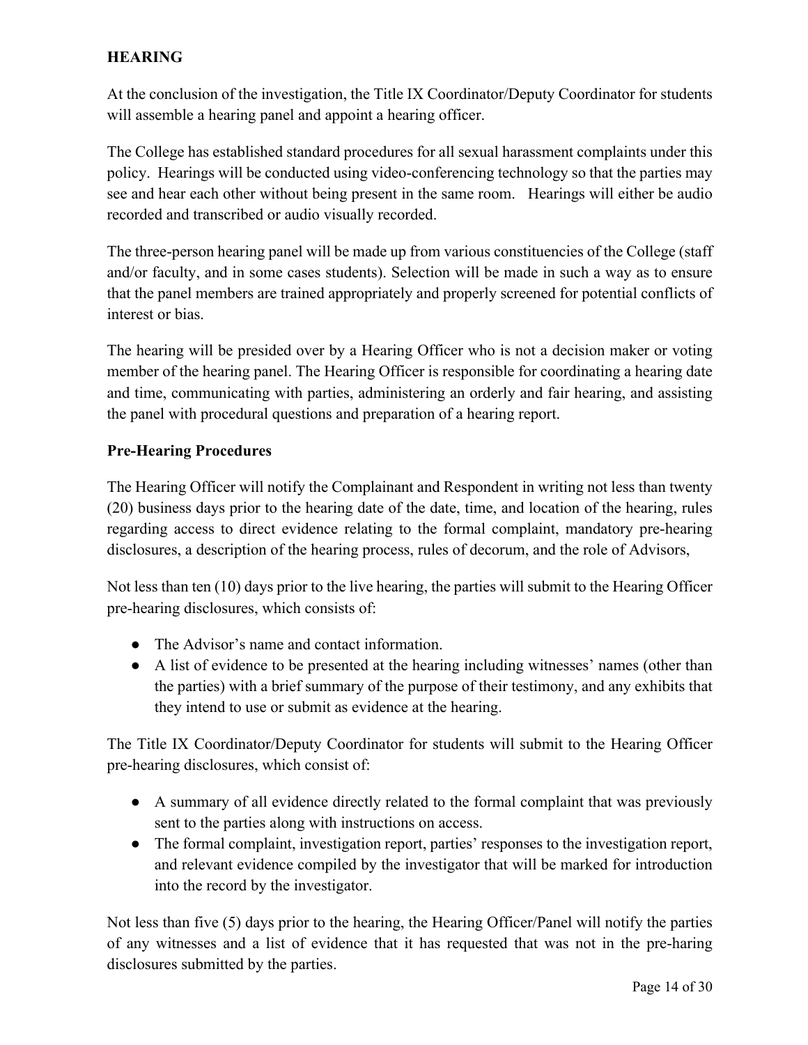## HEARING

At the conclusion of the investigation, the Title IX Coordinator/Deputy Coordinator for students will assemble a hearing panel and appoint a hearing officer.

The College has established standard procedures for all sexual harassment complaints under this policy. Hearings will be conducted using video-conferencing technology so that the parties may see and hear each other without being present in the same room. Hearings will either be audio recorded and transcribed or audio visually recorded.

The three-person hearing panel will be made up from various constituencies of the College (staff and/or faculty, and in some cases students). Selection will be made in such a way as to ensure that the panel members are trained appropriately and properly screened for potential conflicts of interest or bias.

The hearing will be presided over by a Hearing Officer who is not a decision maker or voting member of the hearing panel. The Hearing Officer is responsible for coordinating a hearing date and time, communicating with parties, administering an orderly and fair hearing, and assisting the panel with procedural questions and preparation of a hearing report.

### Pre-Hearing Procedures

The Hearing Officer will notify the Complainant and Respondent in writing not less than twenty (20) business days prior to the hearing date of the date, time, and location of the hearing, rules regarding access to direct evidence relating to the formal complaint, mandatory pre-hearing disclosures, a description of the hearing process, rules of decorum, and the role of Advisors,

Not less than ten (10) days prior to the live hearing, the parties will submit to the Hearing Officer pre-hearing disclosures, which consists of:

- The Advisor's name and contact information.
- A list of evidence to be presented at the hearing including witnesses' names (other than the parties) with a brief summary of the purpose of their testimony, and any exhibits that they intend to use or submit as evidence at the hearing.

The Title IX Coordinator/Deputy Coordinator for students will submit to the Hearing Officer pre-hearing disclosures, which consist of:

- A summary of all evidence directly related to the formal complaint that was previously sent to the parties along with instructions on access.
- The formal complaint, investigation report, parties' responses to the investigation report, and relevant evidence compiled by the investigator that will be marked for introduction into the record by the investigator.

Not less than five (5) days prior to the hearing, the Hearing Officer/Panel will notify the parties of any witnesses and a list of evidence that it has requested that was not in the pre-haring disclosures submitted by the parties.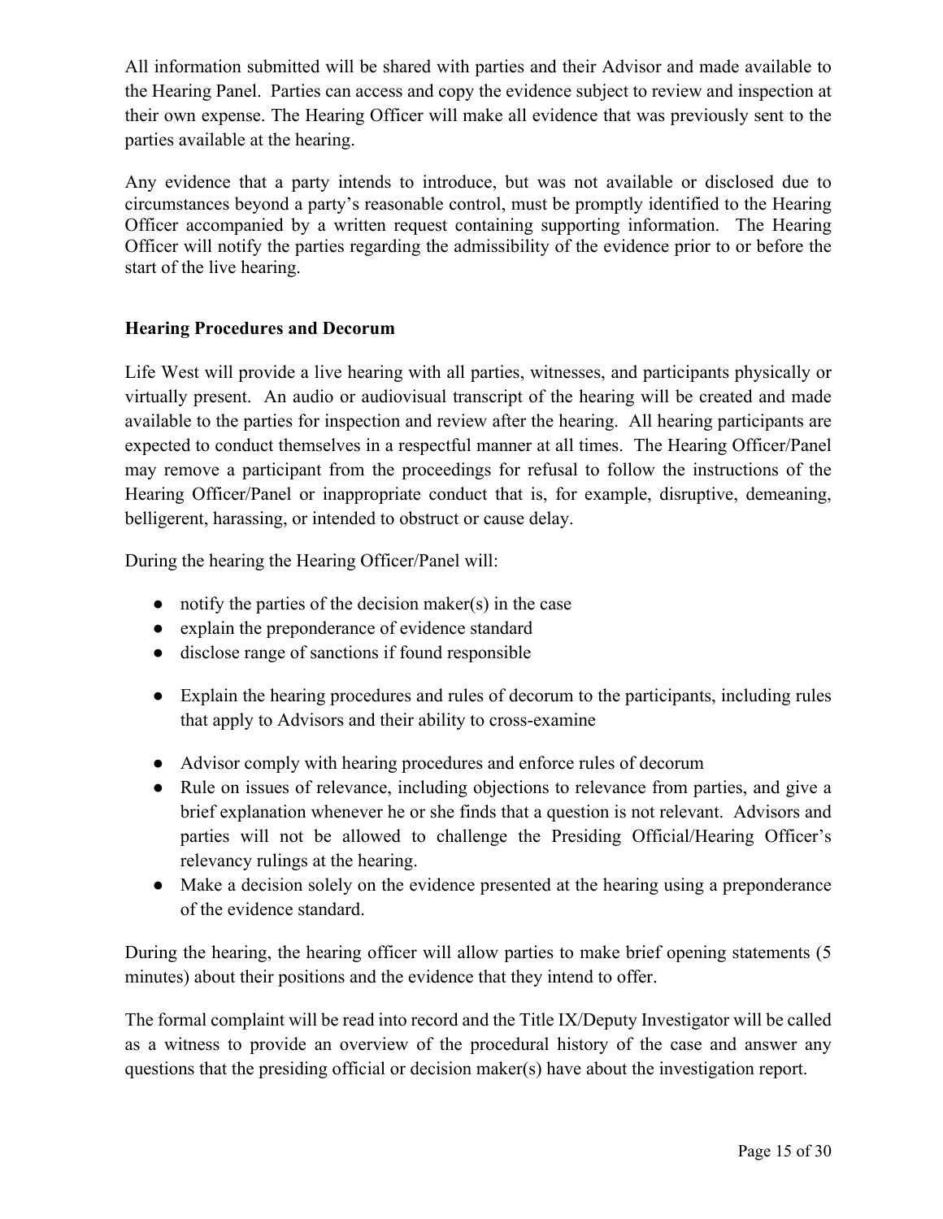All information submitted will be shared with parties and their Advisor and made available to the Hearing Panel. Parties can access and copy the evidence subject to review and inspection at their own expense. The Hearing Officer will make all evidence that was previously sent to the parties available at the hearing.

Any evidence that a party intends to introduce, but was not available or disclosed due to circumstances beyond a party's reasonable control, must be promptly identified to the Hearing Officer accompanied by a written request containing supporting information. The Hearing Officer will notify the parties regarding the admissibility of the evidence prior to or before the start of the live hearing.

### Hearing Procedures and Decorum

Life West will provide a live hearing with all parties, witnesses, and participants physically or virtually present. An audio or audiovisual transcript of the hearing will be created and made available to the parties for inspection and review after the hearing. All hearing participants are expected to conduct themselves in a respectful manner at all times. The Hearing Officer/Panel may remove a participant from the proceedings for refusal to follow the instructions of the Hearing Officer/Panel or inappropriate conduct that is, for example, disruptive, demeaning, belligerent, harassing, or intended to obstruct or cause delay.

During the hearing the Hearing Officer/Panel will:

- notify the parties of the decision maker(s) in the case
- explain the preponderance of evidence standard
- disclose range of sanctions if found responsible
- Explain the hearing procedures and rules of decorum to the participants, including rules that apply to Advisors and their ability to cross-examine
- Advisor comply with hearing procedures and enforce rules of decorum
- Rule on issues of relevance, including objections to relevance from parties, and give a brief explanation whenever he or she finds that a question is not relevant. Advisors and parties will not be allowed to challenge the Presiding Official/Hearing Officer's relevancy rulings at the hearing.
- Make a decision solely on the evidence presented at the hearing using a preponderance of the evidence standard.

During the hearing, the hearing officer will allow parties to make brief opening statements (5 minutes) about their positions and the evidence that they intend to offer.

The formal complaint will be read into record and the Title IX/Deputy Investigator will be called as a witness to provide an overview of the procedural history of the case and answer any questions that the presiding official or decision maker(s) have about the investigation report.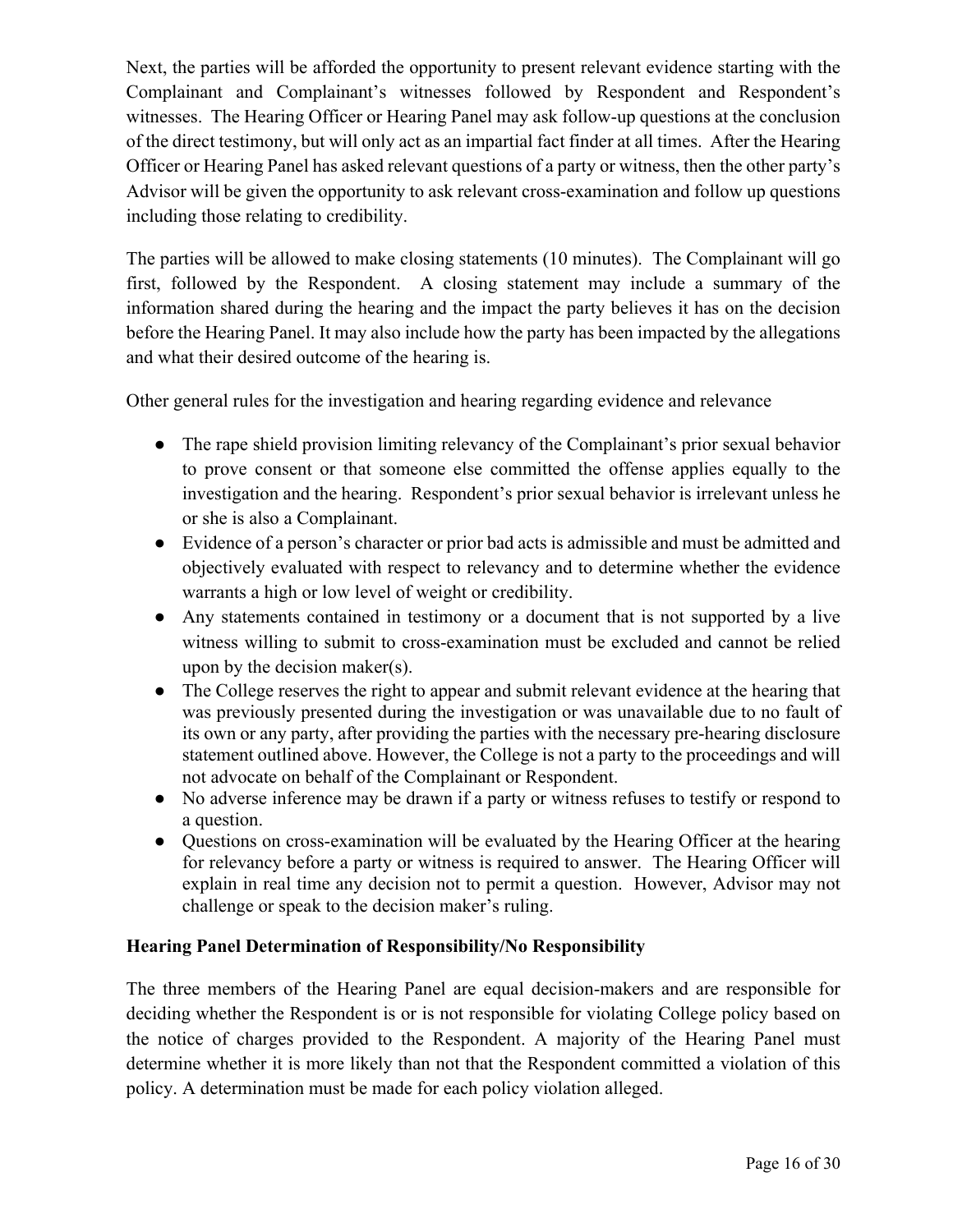Next, the parties will be afforded the opportunity to present relevant evidence starting with the Complainant and Complainant's witnesses followed by Respondent and Respondent's witnesses. The Hearing Officer or Hearing Panel may ask follow-up questions at the conclusion of the direct testimony, but will only act as an impartial fact finder at all times. After the Hearing Officer or Hearing Panel has asked relevant questions of a party or witness, then the other party's Advisor will be given the opportunity to ask relevant cross-examination and follow up questions including those relating to credibility.

The parties will be allowed to make closing statements (10 minutes). The Complainant will go first, followed by the Respondent. A closing statement may include a summary of the information shared during the hearing and the impact the party believes it has on the decision before the Hearing Panel. It may also include how the party has been impacted by the allegations and what their desired outcome of the hearing is.

Other general rules for the investigation and hearing regarding evidence and relevance

- The rape shield provision limiting relevancy of the Complainant's prior sexual behavior to prove consent or that someone else committed the offense applies equally to the investigation and the hearing. Respondent's prior sexual behavior is irrelevant unless he or she is also a Complainant.
- Evidence of a person's character or prior bad acts is admissible and must be admitted and objectively evaluated with respect to relevancy and to determine whether the evidence warrants a high or low level of weight or credibility.
- Any statements contained in testimony or a document that is not supported by a live witness willing to submit to cross-examination must be excluded and cannot be relied upon by the decision maker(s).
- The College reserves the right to appear and submit relevant evidence at the hearing that was previously presented during the investigation or was unavailable due to no fault of its own or any party, after providing the parties with the necessary pre-hearing disclosure statement outlined above. However, the College is not a party to the proceedings and will not advocate on behalf of the Complainant or Respondent.
- No adverse inference may be drawn if a party or witness refuses to testify or respond to a question.
- Questions on cross-examination will be evaluated by the Hearing Officer at the hearing for relevancy before a party or witness is required to answer. The Hearing Officer will explain in real time any decision not to permit a question. However, Advisor may not challenge or speak to the decision maker's ruling.

**Hearing Panel Determination of Responsibility/No Responsibility**

The three members of the Hearing Panel are equal decision-makers and are responsible for deciding whether the Respondent is or is not responsible for violating College policy based on the notice of charges provided to the Respondent. A majority of the Hearing Panel must determine whether it is more likely than not that the Respondent committed a violation of this policy. A determination must be made for each policy violation alleged.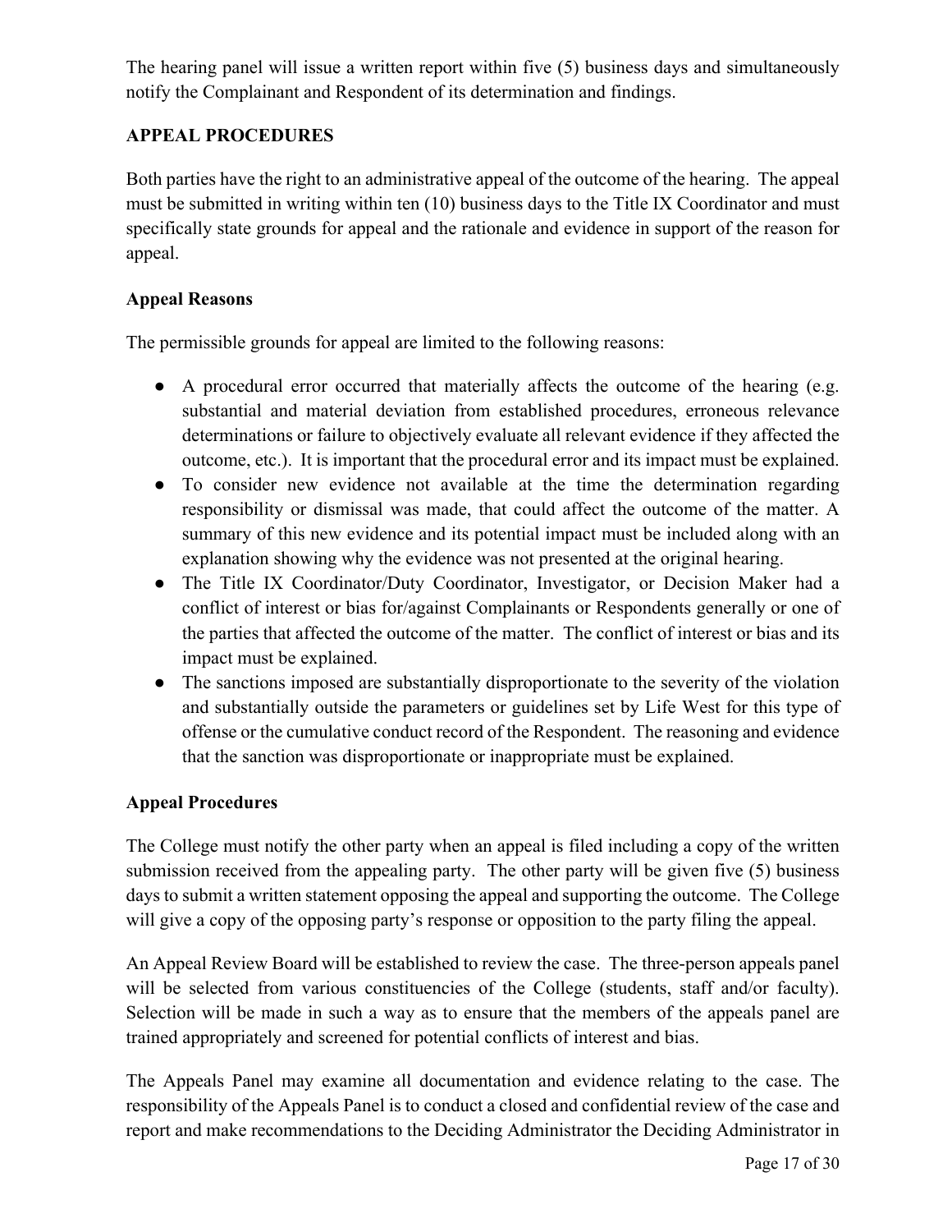The hearing panel will issue a written report within five (5) business days and simultaneously notify the Complainant and Respondent of its determination and findings.

## APPEAL PROCEDURES

Both parties have the right to an administrative appeal of the outcome of the hearing. The appeal must be submitted in writing within ten (10) business days to the Title IX Coordinator and must specifically state grounds for appeal and the rationale and evidence in support of the reason for appeal.

### Appeal Reasons

The permissible grounds for appeal are limited to the following reasons:

- A procedural error occurred that materially affects the outcome of the hearing (e.g. substantial and material deviation from established procedures, erroneous relevance determinations or failure to objectively evaluate all relevant evidence if they affected the outcome, etc.). It is important that the procedural error and its impact must be explained.
- To consider new evidence not available at the time the determination regarding responsibility or dismissal was made, that could affect the outcome of the matter. A summary of this new evidence and its potential impact must be included along with an explanation showing why the evidence was not presented at the original hearing.
- The Title IX Coordinator/Duty Coordinator, Investigator, or Decision Maker had a conflict of interest or bias for/against Complainants or Respondents generally or one of the parties that affected the outcome of the matter. The conflict of interest or bias and its impact must be explained.
- The sanctions imposed are substantially disproportionate to the severity of the violation and substantially outside the parameters or guidelines set by Life West for this type of offense or the cumulative conduct record of the Respondent. The reasoning and evidence that the sanction was disproportionate or inappropriate must be explained.

### Appeal Procedures

The College must notify the other party when an appeal is filed including a copy of the written submission received from the appealing party. The other party will be given five (5) business days to submit a written statement opposing the appeal and supporting the outcome. The College will give a copy of the opposing party's response or opposition to the party filing the appeal.

An Appeal Review Board will be established to review the case. The three-person appeals panel will be selected from various constituencies of the College (students, staff and/or faculty). Selection will be made in such a way as to ensure that the members of the appeals panel are trained appropriately and screened for potential conflicts of interest and bias.

The Appeals Panel may examine all documentation and evidence relating to the case. The responsibility of the Appeals Panel is to conduct a closed and confidential review of the case and report and make recommendations to the Deciding Administrator the Deciding Administrator in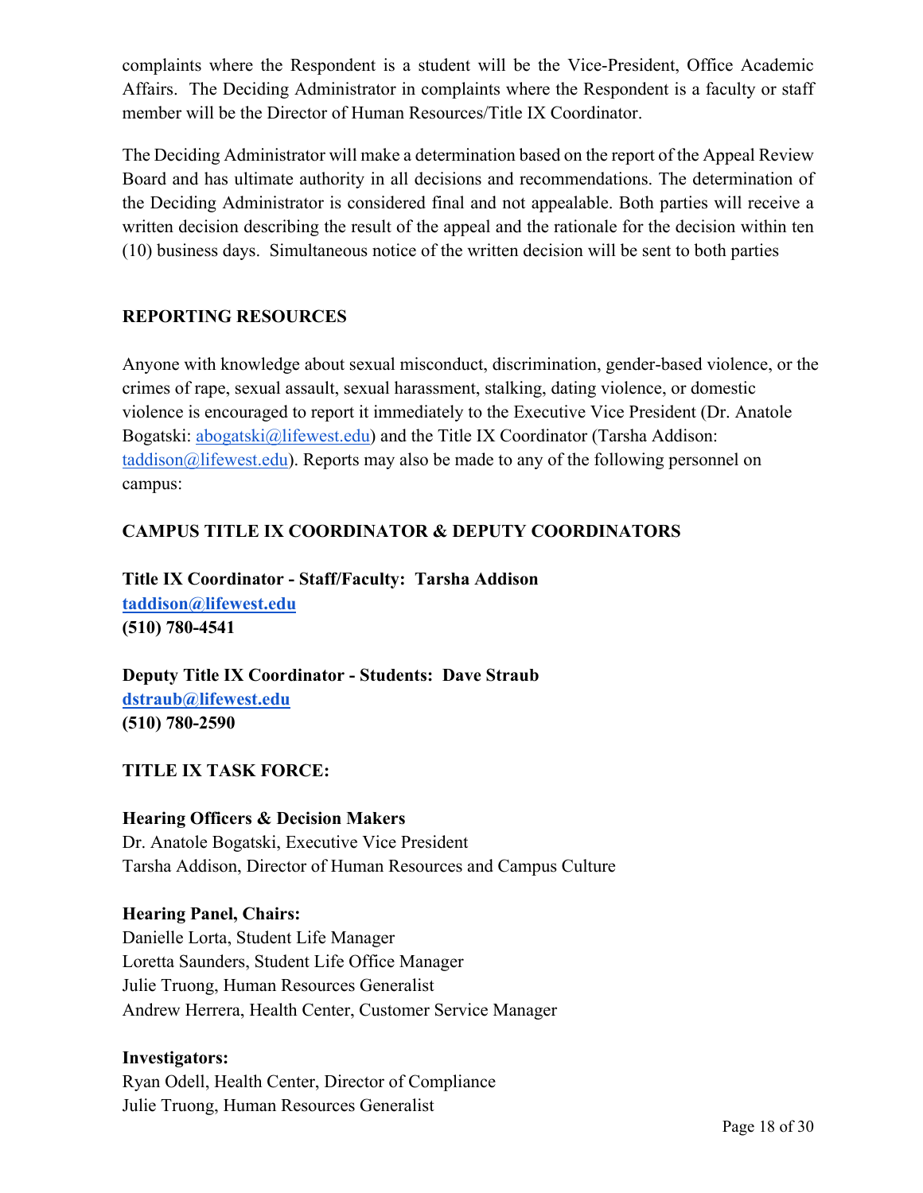complaints where the Respondent is a student will be the Vice-President, Office Academic Affairs. The Deciding Administrator in complaints where the Respondent is a faculty or staff member will be the Director of Human Resources/Title IX Coordinator.

The Deciding Administrator will make a determination based on the report of the Appeal Review Board and has ultimate authority in all decisions and recommendations. The determination of the Deciding Administrator is considered final and not appealable. Both parties will receive a written decision describing the result of the appeal and the rationale for the decision within ten (10) business days. Simultaneous notice of the written decision will be sent to both parties

## REPORTING RESOURCES

Anyone with knowledge about sexual misconduct, discrimination, gender-based violence, or the crimes of rape, sexual assault, sexual harassment, stalking, dating violence, or domestic violence is encouraged to report it immediately to the Executive Vice President (Dr. Anatole Bogatski: abogatski@lifewest.edu) and the Title IX Coordinator (Tarsha Addison: taddison@lifewest.edu). Reports may also be made to any of the following personnel on campus:

## CAMPUS TITLE IX COORDINATOR & DEPUTY COORDINATORS

**Title IX Coordinator - Staff/Faculty: Tarsha Addison**
**taddison@lifewest.edu**
**(510) 780-4541**

**Deputy Title IX Coordinator - Students: Dave Straub**
**dstraub@lifewest.edu**
**(510) 780-2590**

## TITLE IX TASK FORCE:

**Hearing Officers & Decision Makers**
Dr. Anatole Bogatski, Executive Vice President
Tarsha Addison, Director of Human Resources and Campus Culture

**Hearing Panel, Chairs:**
Danielle Lorta, Student Life Manager
Loretta Saunders, Student Life Office Manager
Julie Truong, Human Resources Generalist
Andrew Herrera, Health Center, Customer Service Manager

**Investigators:**
Ryan Odell, Health Center, Director of Compliance
Julie Truong, Human Resources Generalist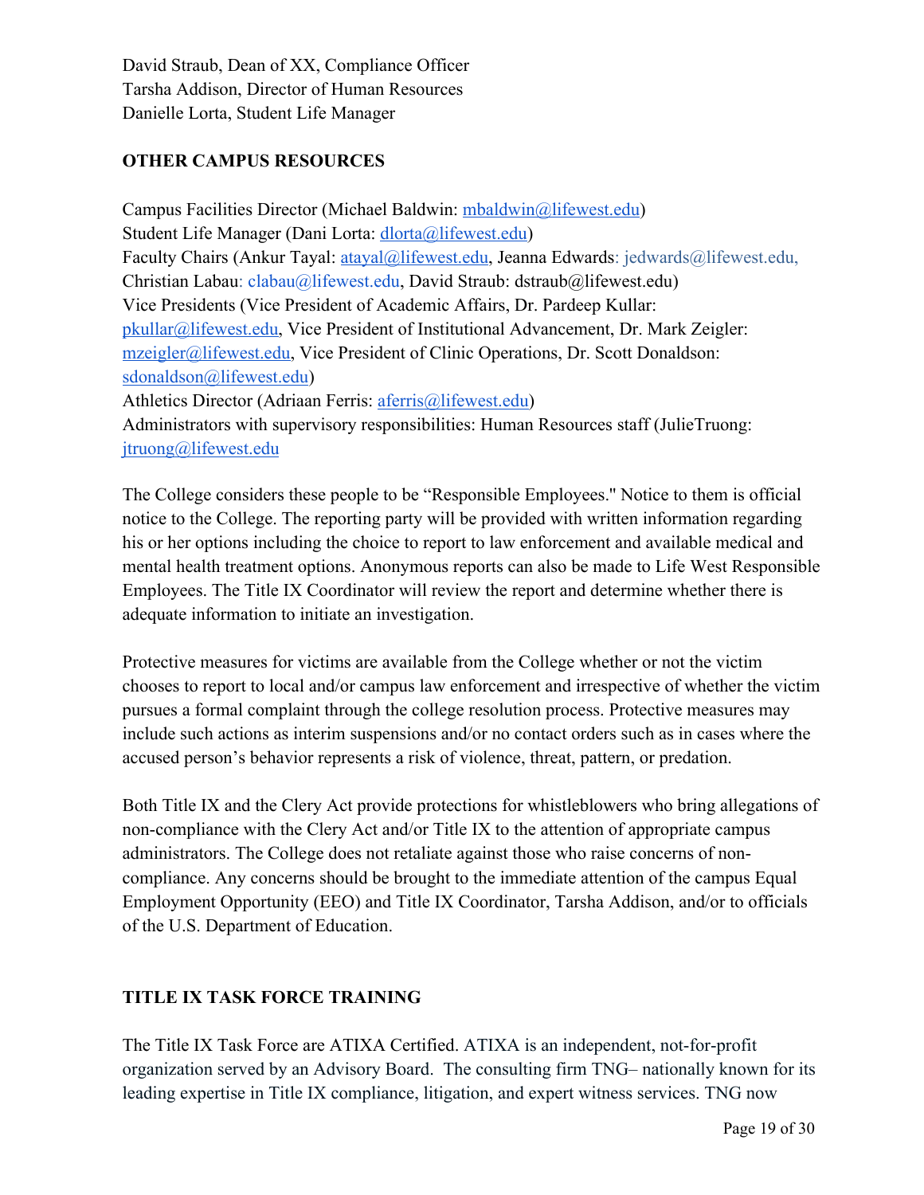David Straub, Dean of XX, Compliance Officer
Tarsha Addison, Director of Human Resources
Danielle Lorta, Student Life Manager

**OTHER CAMPUS RESOURCES**

Campus Facilities Director (Michael Baldwin: mbaldwin@lifewest.edu)
Student Life Manager (Dani Lorta: dlorta@lifewest.edu)
Faculty Chairs (Ankur Tayal: atayal@lifewest.edu, Jeanna Edwards: jedwards@lifewest.edu, Christian Labau: clabau@lifewest.edu, David Straub: dstraub@lifewest.edu)
Vice Presidents (Vice President of Academic Affairs, Dr. Pardeep Kullar: pkullar@lifewest.edu, Vice President of Institutional Advancement, Dr. Mark Zeigler: mzeigler@lifewest.edu, Vice President of Clinic Operations, Dr. Scott Donaldson: sdonaldson@lifewest.edu)
Athletics Director (Adriaan Ferris: aferris@lifewest.edu)
Administrators with supervisory responsibilities: Human Resources staff (JulieTruong: jtruong@lifewest.edu

The College considers these people to be "Responsible Employees." Notice to them is official notice to the College. The reporting party will be provided with written information regarding his or her options including the choice to report to law enforcement and available medical and mental health treatment options. Anonymous reports can also be made to Life West Responsible Employees. The Title IX Coordinator will review the report and determine whether there is adequate information to initiate an investigation.

Protective measures for victims are available from the College whether or not the victim chooses to report to local and/or campus law enforcement and irrespective of whether the victim pursues a formal complaint through the college resolution process. Protective measures may include such actions as interim suspensions and/or no contact orders such as in cases where the accused person's behavior represents a risk of violence, threat, pattern, or predation.

Both Title IX and the Clery Act provide protections for whistleblowers who bring allegations of non-compliance with the Clery Act and/or Title IX to the attention of appropriate campus administrators. The College does not retaliate against those who raise concerns of non-compliance. Any concerns should be brought to the immediate attention of the campus Equal Employment Opportunity (EEO) and Title IX Coordinator, Tarsha Addison, and/or to officials of the U.S. Department of Education.

**TITLE IX TASK FORCE TRAINING**

The Title IX Task Force are ATIXA Certified. ATIXA is an independent, not-for-profit organization served by an Advisory Board. The consulting firm TNG– nationally known for its leading expertise in Title IX compliance, litigation, and expert witness services. TNG now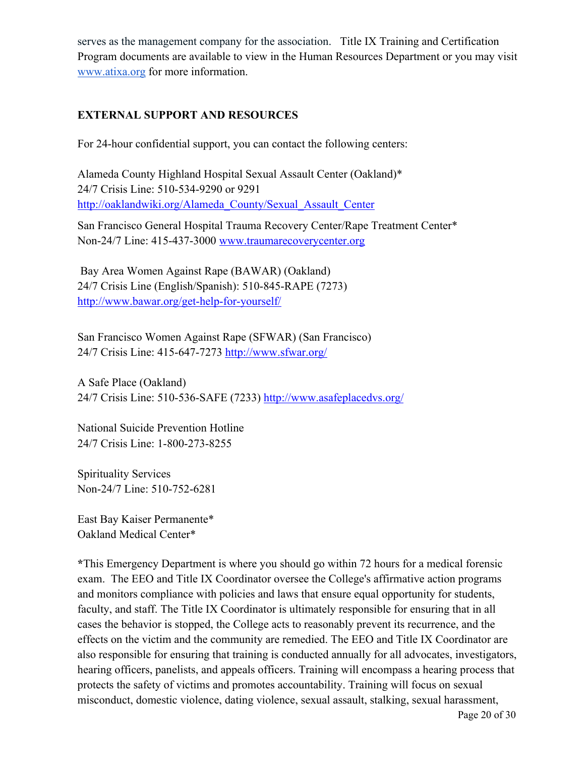serves as the management company for the association. Title IX Training and Certification Program documents are available to view in the Human Resources Department or you may visit www.atixa.org for more information.

## EXTERNAL SUPPORT AND RESOURCES

For 24-hour confidential support, you can contact the following centers:

Alameda County Highland Hospital Sexual Assault Center (Oakland)*
24/7 Crisis Line: 510-534-9290 or 9291
http://oaklandwiki.org/Alameda_County/Sexual_Assault_Center

San Francisco General Hospital Trauma Recovery Center/Rape Treatment Center*
Non-24/7 Line: 415-437-3000 www.traumarecoverycenter.org

Bay Area Women Against Rape (BAWAR) (Oakland)
24/7 Crisis Line (English/Spanish): 510-845-RAPE (7273)
http://www.bawar.org/get-help-for-yourself/

San Francisco Women Against Rape (SFWAR) (San Francisco)
24/7 Crisis Line: 415-647-7273 http://www.sfwar.org/

A Safe Place (Oakland)
24/7 Crisis Line: 510-536-SAFE (7233) http://www.asafeplacedvs.org/

National Suicide Prevention Hotline
24/7 Crisis Line: 1-800-273-8255

Spirituality Services
Non-24/7 Line: 510-752-6281

East Bay Kaiser Permanente*
Oakland Medical Center*

*This Emergency Department is where you should go within 72 hours for a medical forensic exam. The EEO and Title IX Coordinator oversee the College's affirmative action programs and monitors compliance with policies and laws that ensure equal opportunity for students, faculty, and staff. The Title IX Coordinator is ultimately responsible for ensuring that in all cases the behavior is stopped, the College acts to reasonably prevent its recurrence, and the effects on the victim and the community are remedied. The EEO and Title IX Coordinator are also responsible for ensuring that training is conducted annually for all advocates, investigators, hearing officers, panelists, and appeals officers. Training will encompass a hearing process that protects the safety of victims and promotes accountability. Training will focus on sexual misconduct, domestic violence, dating violence, sexual assault, stalking, sexual harassment,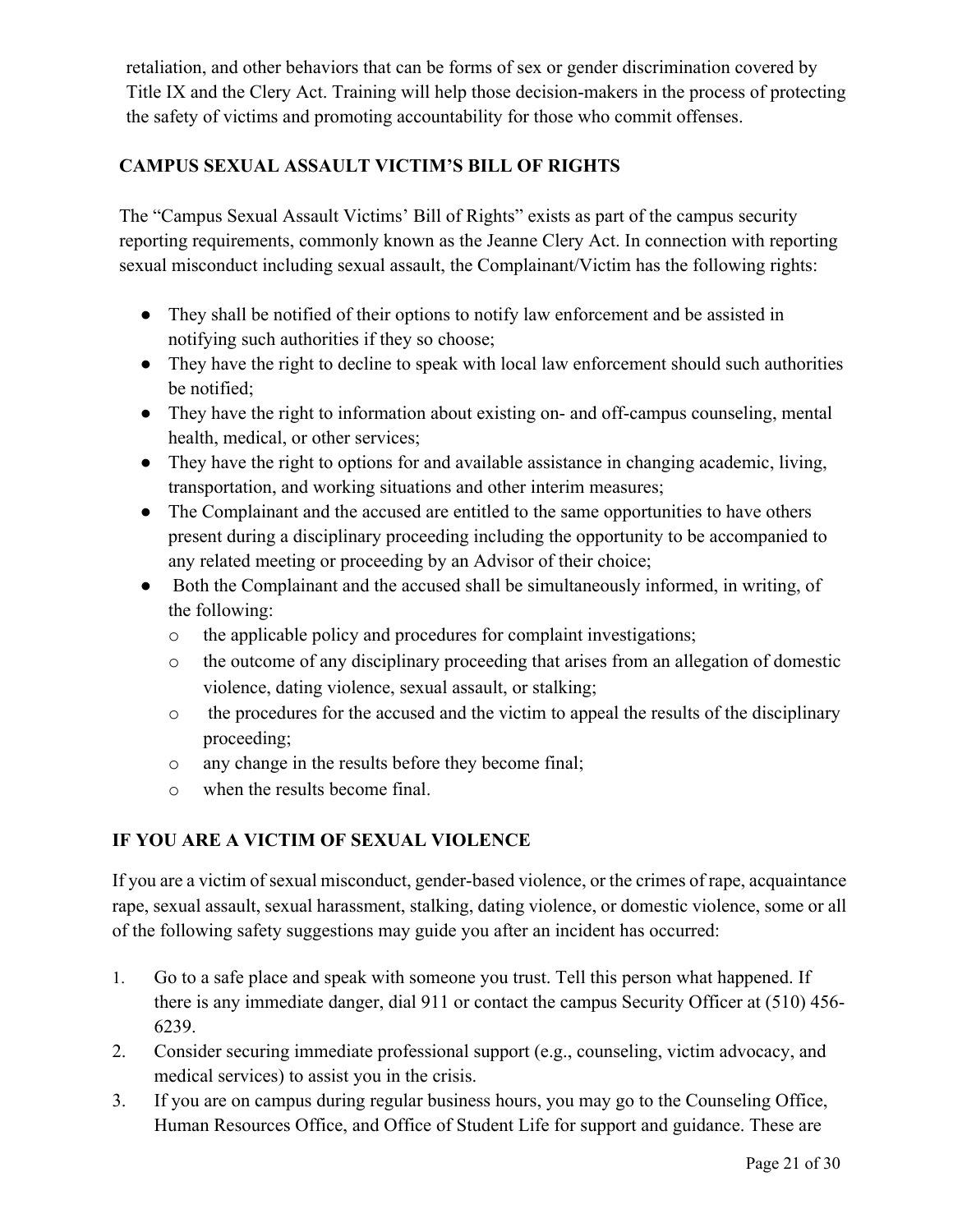retaliation, and other behaviors that can be forms of sex or gender discrimination covered by Title IX and the Clery Act. Training will help those decision-makers in the process of protecting the safety of victims and promoting accountability for those who commit offenses.

## CAMPUS SEXUAL ASSAULT VICTIM'S BILL OF RIGHTS

The "Campus Sexual Assault Victims' Bill of Rights" exists as part of the campus security reporting requirements, commonly known as the Jeanne Clery Act. In connection with reporting sexual misconduct including sexual assault, the Complainant/Victim has the following rights:

- They shall be notified of their options to notify law enforcement and be assisted in notifying such authorities if they so choose;
- They have the right to decline to speak with local law enforcement should such authorities be notified;
- They have the right to information about existing on- and off-campus counseling, mental health, medical, or other services;
- They have the right to options for and available assistance in changing academic, living, transportation, and working situations and other interim measures;
- The Complainant and the accused are entitled to the same opportunities to have others present during a disciplinary proceeding including the opportunity to be accompanied to any related meeting or proceeding by an Advisor of their choice;
- Both the Complainant and the accused shall be simultaneously informed, in writing, of the following:
  - the applicable policy and procedures for complaint investigations;
  - the outcome of any disciplinary proceeding that arises from an allegation of domestic violence, dating violence, sexual assault, or stalking;
  - the procedures for the accused and the victim to appeal the results of the disciplinary proceeding;
  - any change in the results before they become final;
  - when the results become final.

## IF YOU ARE A VICTIM OF SEXUAL VIOLENCE

If you are a victim of sexual misconduct, gender-based violence, or the crimes of rape, acquaintance rape, sexual assault, sexual harassment, stalking, dating violence, or domestic violence, some or all of the following safety suggestions may guide you after an incident has occurred:

1. Go to a safe place and speak with someone you trust. Tell this person what happened. If there is any immediate danger, dial 911 or contact the campus Security Officer at (510) 456-6239.
2. Consider securing immediate professional support (e.g., counseling, victim advocacy, and medical services) to assist you in the crisis.
3. If you are on campus during regular business hours, you may go to the Counseling Office, Human Resources Office, and Office of Student Life for support and guidance. These are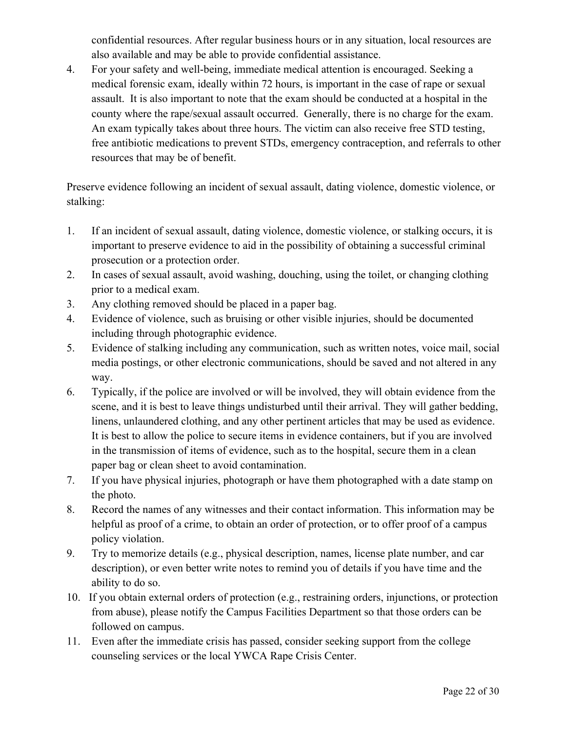confidential resources. After regular business hours or in any situation, local resources are also available and may be able to provide confidential assistance.

4. For your safety and well-being, immediate medical attention is encouraged. Seeking a medical forensic exam, ideally within 72 hours, is important in the case of rape or sexual assault. It is also important to note that the exam should be conducted at a hospital in the county where the rape/sexual assault occurred. Generally, there is no charge for the exam. An exam typically takes about three hours. The victim can also receive free STD testing, free antibiotic medications to prevent STDs, emergency contraception, and referrals to other resources that may be of benefit.

Preserve evidence following an incident of sexual assault, dating violence, domestic violence, or stalking:

1. If an incident of sexual assault, dating violence, domestic violence, or stalking occurs, it is important to preserve evidence to aid in the possibility of obtaining a successful criminal prosecution or a protection order.
2. In cases of sexual assault, avoid washing, douching, using the toilet, or changing clothing prior to a medical exam.
3. Any clothing removed should be placed in a paper bag.
4. Evidence of violence, such as bruising or other visible injuries, should be documented including through photographic evidence.
5. Evidence of stalking including any communication, such as written notes, voice mail, social media postings, or other electronic communications, should be saved and not altered in any way.
6. Typically, if the police are involved or will be involved, they will obtain evidence from the scene, and it is best to leave things undisturbed until their arrival. They will gather bedding, linens, unlaundered clothing, and any other pertinent articles that may be used as evidence. It is best to allow the police to secure items in evidence containers, but if you are involved in the transmission of items of evidence, such as to the hospital, secure them in a clean paper bag or clean sheet to avoid contamination.
7. If you have physical injuries, photograph or have them photographed with a date stamp on the photo.
8. Record the names of any witnesses and their contact information. This information may be helpful as proof of a crime, to obtain an order of protection, or to offer proof of a campus policy violation.
9. Try to memorize details (e.g., physical description, names, license plate number, and car description), or even better write notes to remind you of details if you have time and the ability to do so.
10. If you obtain external orders of protection (e.g., restraining orders, injunctions, or protection from abuse), please notify the Campus Facilities Department so that those orders can be followed on campus.
11. Even after the immediate crisis has passed, consider seeking support from the college counseling services or the local YWCA Rape Crisis Center.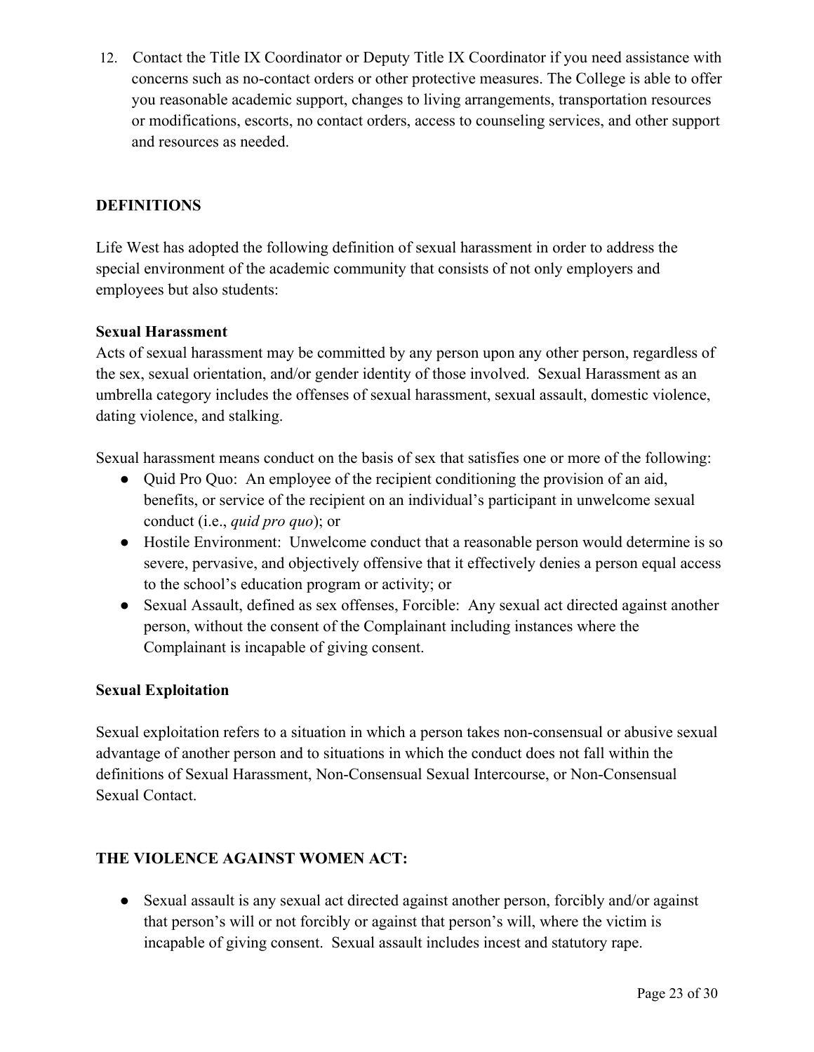12. Contact the Title IX Coordinator or Deputy Title IX Coordinator if you need assistance with concerns such as no-contact orders or other protective measures. The College is able to offer you reasonable academic support, changes to living arrangements, transportation resources or modifications, escorts, no contact orders, access to counseling services, and other support and resources as needed.

## DEFINITIONS

Life West has adopted the following definition of sexual harassment in order to address the special environment of the academic community that consists of not only employers and employees but also students:

### Sexual Harassment

Acts of sexual harassment may be committed by any person upon any other person, regardless of the sex, sexual orientation, and/or gender identity of those involved. Sexual Harassment as an umbrella category includes the offenses of sexual harassment, sexual assault, domestic violence, dating violence, and stalking.

Sexual harassment means conduct on the basis of sex that satisfies one or more of the following:

- Quid Pro Quo: An employee of the recipient conditioning the provision of an aid, benefits, or service of the recipient on an individual's participant in unwelcome sexual conduct (i.e., *quid pro quo*); or
- Hostile Environment: Unwelcome conduct that a reasonable person would determine is so severe, pervasive, and objectively offensive that it effectively denies a person equal access to the school's education program or activity; or
- Sexual Assault, defined as sex offenses, Forcible: Any sexual act directed against another person, without the consent of the Complainant including instances where the Complainant is incapable of giving consent.

### Sexual Exploitation

Sexual exploitation refers to a situation in which a person takes non-consensual or abusive sexual advantage of another person and to situations in which the conduct does not fall within the definitions of Sexual Harassment, Non-Consensual Sexual Intercourse, or Non-Consensual Sexual Contact.

## THE VIOLENCE AGAINST WOMEN ACT:

- Sexual assault is any sexual act directed against another person, forcibly and/or against that person's will or not forcibly or against that person's will, where the victim is incapable of giving consent. Sexual assault includes incest and statutory rape.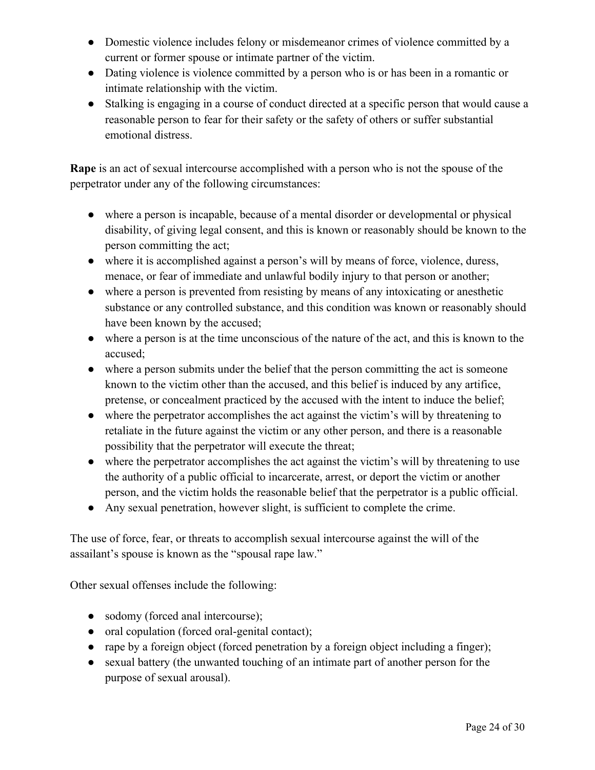- Domestic violence includes felony or misdemeanor crimes of violence committed by a current or former spouse or intimate partner of the victim.
- Dating violence is violence committed by a person who is or has been in a romantic or intimate relationship with the victim.
- Stalking is engaging in a course of conduct directed at a specific person that would cause a reasonable person to fear for their safety or the safety of others or suffer substantial emotional distress.

**Rape** is an act of sexual intercourse accomplished with a person who is not the spouse of the perpetrator under any of the following circumstances:

- where a person is incapable, because of a mental disorder or developmental or physical disability, of giving legal consent, and this is known or reasonably should be known to the person committing the act;
- where it is accomplished against a person's will by means of force, violence, duress, menace, or fear of immediate and unlawful bodily injury to that person or another;
- where a person is prevented from resisting by means of any intoxicating or anesthetic substance or any controlled substance, and this condition was known or reasonably should have been known by the accused;
- where a person is at the time unconscious of the nature of the act, and this is known to the accused;
- where a person submits under the belief that the person committing the act is someone known to the victim other than the accused, and this belief is induced by any artifice, pretense, or concealment practiced by the accused with the intent to induce the belief;
- where the perpetrator accomplishes the act against the victim's will by threatening to retaliate in the future against the victim or any other person, and there is a reasonable possibility that the perpetrator will execute the threat;
- where the perpetrator accomplishes the act against the victim's will by threatening to use the authority of a public official to incarcerate, arrest, or deport the victim or another person, and the victim holds the reasonable belief that the perpetrator is a public official.
- Any sexual penetration, however slight, is sufficient to complete the crime.

The use of force, fear, or threats to accomplish sexual intercourse against the will of the assailant's spouse is known as the "spousal rape law."

Other sexual offenses include the following:

- sodomy (forced anal intercourse);
- oral copulation (forced oral-genital contact);
- rape by a foreign object (forced penetration by a foreign object including a finger);
- sexual battery (the unwanted touching of an intimate part of another person for the purpose of sexual arousal).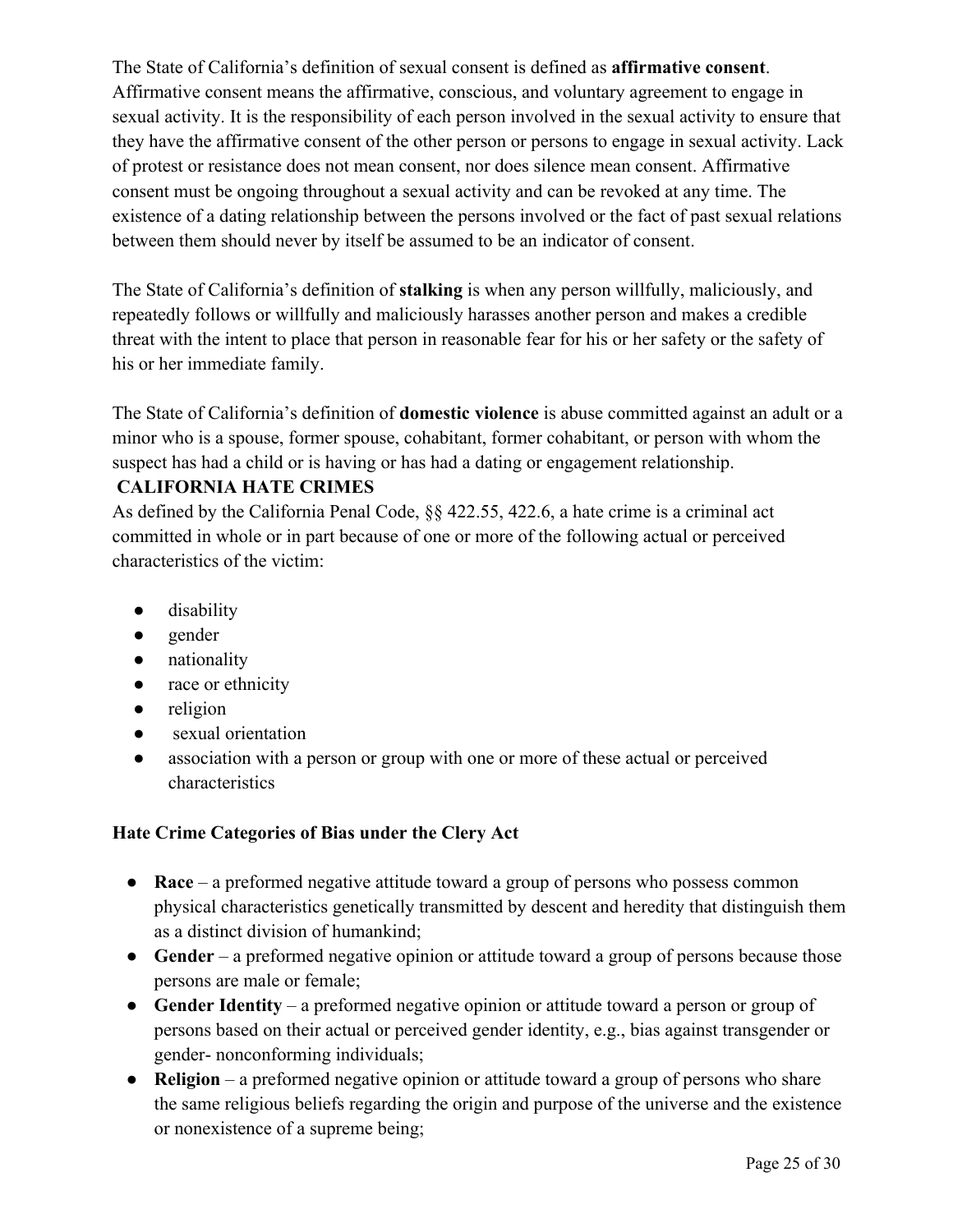The State of California's definition of sexual consent is defined as **affirmative consent**. Affirmative consent means the affirmative, conscious, and voluntary agreement to engage in sexual activity. It is the responsibility of each person involved in the sexual activity to ensure that they have the affirmative consent of the other person or persons to engage in sexual activity. Lack of protest or resistance does not mean consent, nor does silence mean consent. Affirmative consent must be ongoing throughout a sexual activity and can be revoked at any time. The existence of a dating relationship between the persons involved or the fact of past sexual relations between them should never by itself be assumed to be an indicator of consent.

The State of California's definition of **stalking** is when any person willfully, maliciously, and repeatedly follows or willfully and maliciously harasses another person and makes a credible threat with the intent to place that person in reasonable fear for his or her safety or the safety of his or her immediate family.

The State of California's definition of **domestic violence** is abuse committed against an adult or a minor who is a spouse, former spouse, cohabitant, former cohabitant, or person with whom the suspect has had a child or is having or has had a dating or engagement relationship.

**CALIFORNIA HATE CRIMES**

As defined by the California Penal Code, §§ 422.55, 422.6, a hate crime is a criminal act committed in whole or in part because of one or more of the following actual or perceived characteristics of the victim:

- disability
- gender
- nationality
- race or ethnicity
- religion
- sexual orientation
- association with a person or group with one or more of these actual or perceived characteristics

**Hate Crime Categories of Bias under the Clery Act**

- **Race** – a preformed negative attitude toward a group of persons who possess common physical characteristics genetically transmitted by descent and heredity that distinguish them as a distinct division of humankind;
- **Gender** – a preformed negative opinion or attitude toward a group of persons because those persons are male or female;
- **Gender Identity** – a preformed negative opinion or attitude toward a person or group of persons based on their actual or perceived gender identity, e.g., bias against transgender or gender- nonconforming individuals;
- **Religion** – a preformed negative opinion or attitude toward a group of persons who share the same religious beliefs regarding the origin and purpose of the universe and the existence or nonexistence of a supreme being;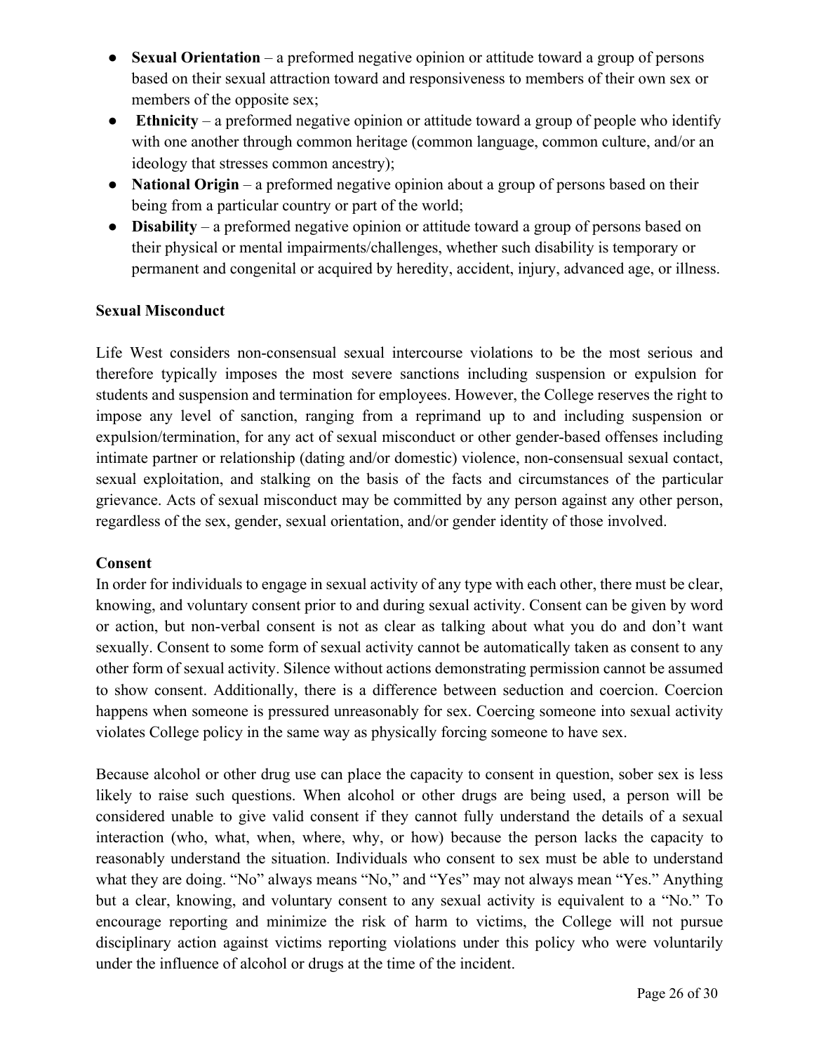- **Sexual Orientation** – a preformed negative opinion or attitude toward a group of persons based on their sexual attraction toward and responsiveness to members of their own sex or members of the opposite sex;
- **Ethnicity** – a preformed negative opinion or attitude toward a group of people who identify with one another through common heritage (common language, common culture, and/or an ideology that stresses common ancestry);
- **National Origin** – a preformed negative opinion about a group of persons based on their being from a particular country or part of the world;
- **Disability** – a preformed negative opinion or attitude toward a group of persons based on their physical or mental impairments/challenges, whether such disability is temporary or permanent and congenital or acquired by heredity, accident, injury, advanced age, or illness.

**Sexual Misconduct**

Life West considers non-consensual sexual intercourse violations to be the most serious and therefore typically imposes the most severe sanctions including suspension or expulsion for students and suspension and termination for employees. However, the College reserves the right to impose any level of sanction, ranging from a reprimand up to and including suspension or expulsion/termination, for any act of sexual misconduct or other gender-based offenses including intimate partner or relationship (dating and/or domestic) violence, non-consensual sexual contact, sexual exploitation, and stalking on the basis of the facts and circumstances of the particular grievance. Acts of sexual misconduct may be committed by any person against any other person, regardless of the sex, gender, sexual orientation, and/or gender identity of those involved.

**Consent**

In order for individuals to engage in sexual activity of any type with each other, there must be clear, knowing, and voluntary consent prior to and during sexual activity. Consent can be given by word or action, but non-verbal consent is not as clear as talking about what you do and don't want sexually. Consent to some form of sexual activity cannot be automatically taken as consent to any other form of sexual activity. Silence without actions demonstrating permission cannot be assumed to show consent. Additionally, there is a difference between seduction and coercion. Coercion happens when someone is pressured unreasonably for sex. Coercing someone into sexual activity violates College policy in the same way as physically forcing someone to have sex.

Because alcohol or other drug use can place the capacity to consent in question, sober sex is less likely to raise such questions. When alcohol or other drugs are being used, a person will be considered unable to give valid consent if they cannot fully understand the details of a sexual interaction (who, what, when, where, why, or how) because the person lacks the capacity to reasonably understand the situation. Individuals who consent to sex must be able to understand what they are doing. "No" always means "No," and "Yes" may not always mean "Yes." Anything but a clear, knowing, and voluntary consent to any sexual activity is equivalent to a "No." To encourage reporting and minimize the risk of harm to victims, the College will not pursue disciplinary action against victims reporting violations under this policy who were voluntarily under the influence of alcohol or drugs at the time of the incident.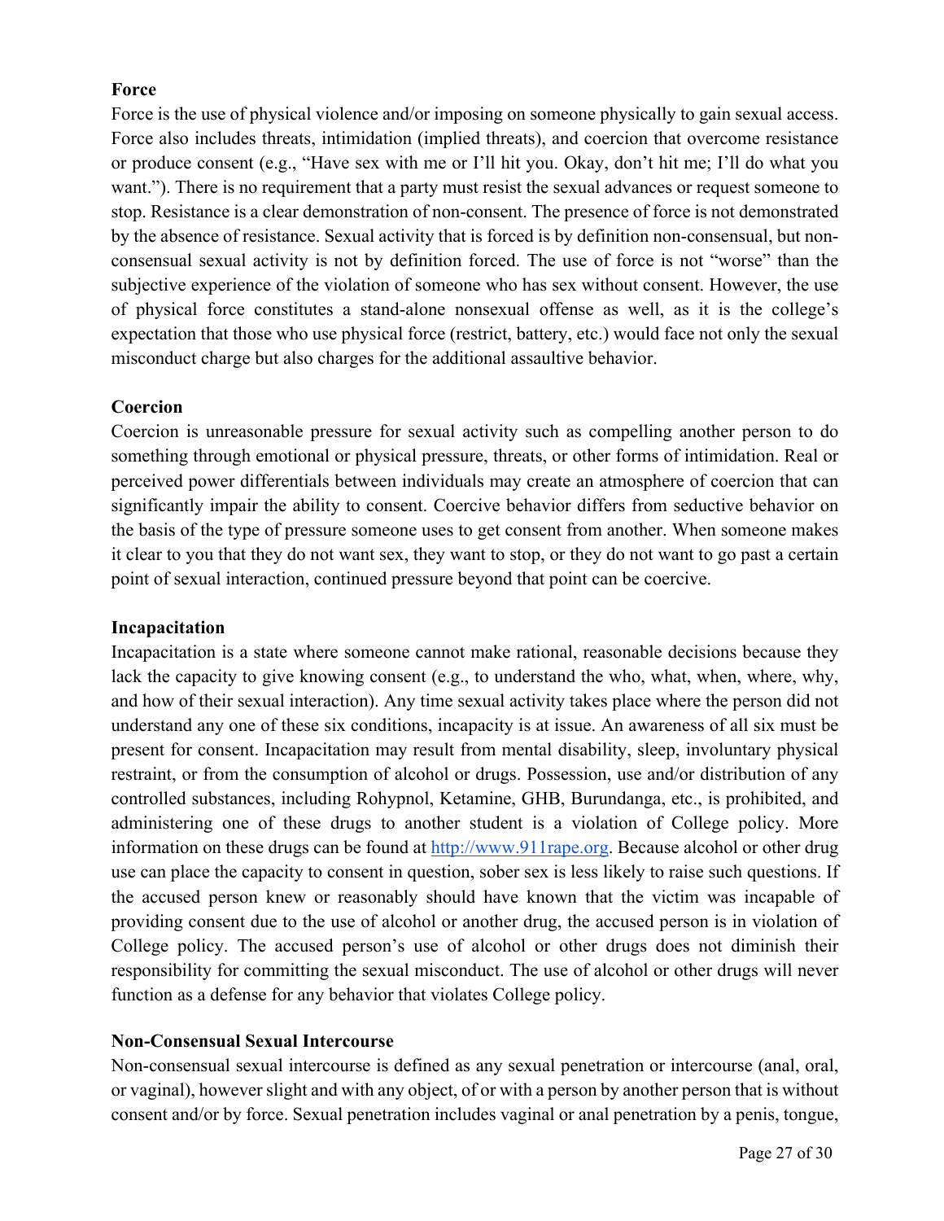**Force**

Force is the use of physical violence and/or imposing on someone physically to gain sexual access. Force also includes threats, intimidation (implied threats), and coercion that overcome resistance or produce consent (e.g., "Have sex with me or I'll hit you. Okay, don't hit me; I'll do what you want."). There is no requirement that a party must resist the sexual advances or request someone to stop. Resistance is a clear demonstration of non-consent. The presence of force is not demonstrated by the absence of resistance. Sexual activity that is forced is by definition non-consensual, but non-consensual sexual activity is not by definition forced. The use of force is not "worse" than the subjective experience of the violation of someone who has sex without consent. However, the use of physical force constitutes a stand-alone nonsexual offense as well, as it is the college's expectation that those who use physical force (restrict, battery, etc.) would face not only the sexual misconduct charge but also charges for the additional assaultive behavior.

**Coercion**

Coercion is unreasonable pressure for sexual activity such as compelling another person to do something through emotional or physical pressure, threats, or other forms of intimidation. Real or perceived power differentials between individuals may create an atmosphere of coercion that can significantly impair the ability to consent. Coercive behavior differs from seductive behavior on the basis of the type of pressure someone uses to get consent from another. When someone makes it clear to you that they do not want sex, they want to stop, or they do not want to go past a certain point of sexual interaction, continued pressure beyond that point can be coercive.

**Incapacitation**

Incapacitation is a state where someone cannot make rational, reasonable decisions because they lack the capacity to give knowing consent (e.g., to understand the who, what, when, where, why, and how of their sexual interaction). Any time sexual activity takes place where the person did not understand any one of these six conditions, incapacity is at issue. An awareness of all six must be present for consent. Incapacitation may result from mental disability, sleep, involuntary physical restraint, or from the consumption of alcohol or drugs. Possession, use and/or distribution of any controlled substances, including Rohypnol, Ketamine, GHB, Burundanga, etc., is prohibited, and administering one of these drugs to another student is a violation of College policy. More information on these drugs can be found at [http://www.911rape.org](http://www.911rape.org). Because alcohol or other drug use can place the capacity to consent in question, sober sex is less likely to raise such questions. If the accused person knew or reasonably should have known that the victim was incapable of providing consent due to the use of alcohol or another drug, the accused person is in violation of College policy. The accused person's use of alcohol or other drugs does not diminish their responsibility for committing the sexual misconduct. The use of alcohol or other drugs will never function as a defense for any behavior that violates College policy.

**Non-Consensual Sexual Intercourse**

Non-consensual sexual intercourse is defined as any sexual penetration or intercourse (anal, oral, or vaginal), however slight and with any object, of or with a person by another person that is without consent and/or by force. Sexual penetration includes vaginal or anal penetration by a penis, tongue,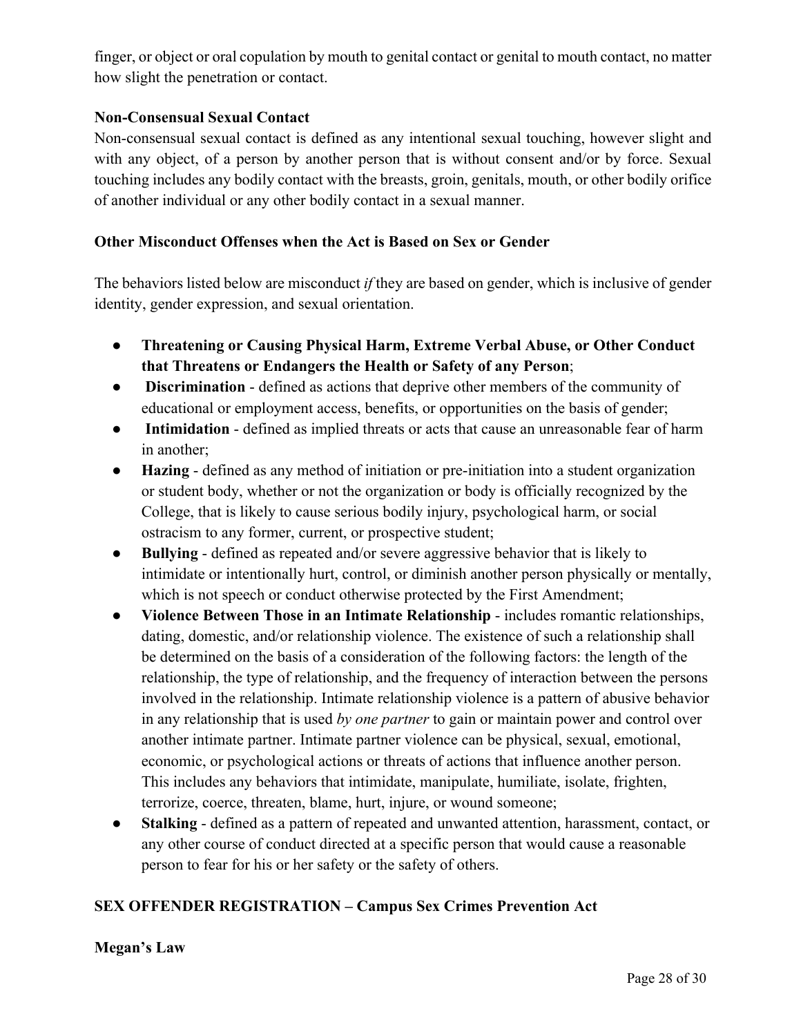finger, or object or oral copulation by mouth to genital contact or genital to mouth contact, no matter how slight the penetration or contact.

**Non-Consensual Sexual Contact**
Non-consensual sexual contact is defined as any intentional sexual touching, however slight and with any object, of a person by another person that is without consent and/or by force. Sexual touching includes any bodily contact with the breasts, groin, genitals, mouth, or other bodily orifice of another individual or any other bodily contact in a sexual manner.

**Other Misconduct Offenses when the Act is Based on Sex or Gender**

The behaviors listed below are misconduct *if* they are based on gender, which is inclusive of gender identity, gender expression, and sexual orientation.

- **Threatening or Causing Physical Harm, Extreme Verbal Abuse, or Other Conduct that Threatens or Endangers the Health or Safety of any Person**;
- **Discrimination** - defined as actions that deprive other members of the community of educational or employment access, benefits, or opportunities on the basis of gender;
- **Intimidation** - defined as implied threats or acts that cause an unreasonable fear of harm in another;
- **Hazing** - defined as any method of initiation or pre-initiation into a student organization or student body, whether or not the organization or body is officially recognized by the College, that is likely to cause serious bodily injury, psychological harm, or social ostracism to any former, current, or prospective student;
- **Bullying** - defined as repeated and/or severe aggressive behavior that is likely to intimidate or intentionally hurt, control, or diminish another person physically or mentally, which is not speech or conduct otherwise protected by the First Amendment;
- **Violence Between Those in an Intimate Relationship** - includes romantic relationships, dating, domestic, and/or relationship violence. The existence of such a relationship shall be determined on the basis of a consideration of the following factors: the length of the relationship, the type of relationship, and the frequency of interaction between the persons involved in the relationship. Intimate relationship violence is a pattern of abusive behavior in any relationship that is used *by one partner* to gain or maintain power and control over another intimate partner. Intimate partner violence can be physical, sexual, emotional, economic, or psychological actions or threats of actions that influence another person. This includes any behaviors that intimidate, manipulate, humiliate, isolate, frighten, terrorize, coerce, threaten, blame, hurt, injure, or wound someone;
- **Stalking** - defined as a pattern of repeated and unwanted attention, harassment, contact, or any other course of conduct directed at a specific person that would cause a reasonable person to fear for his or her safety or the safety of others.

**SEX OFFENDER REGISTRATION – Campus Sex Crimes Prevention Act**

**Megan's Law**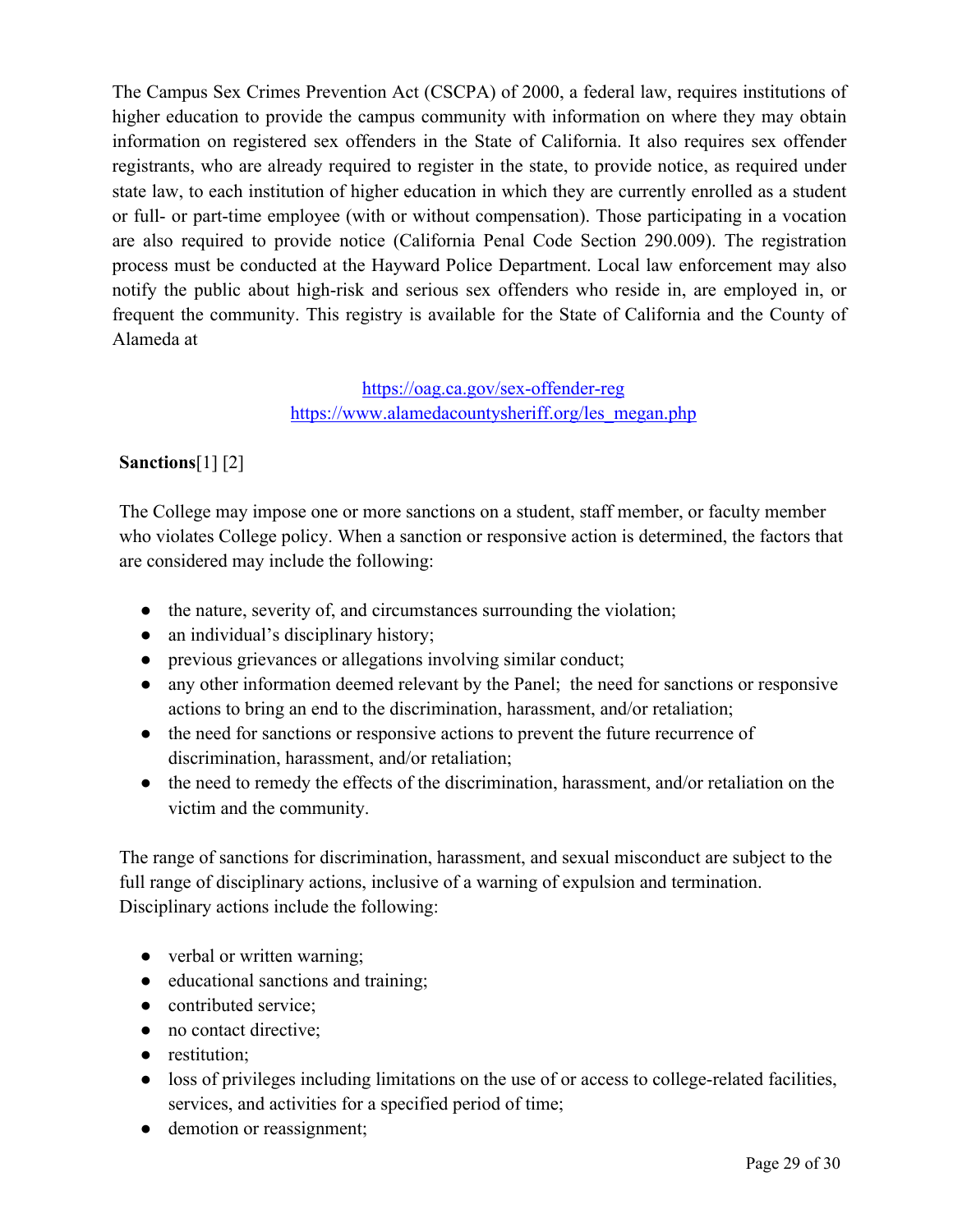The Campus Sex Crimes Prevention Act (CSCPA) of 2000, a federal law, requires institutions of higher education to provide the campus community with information on where they may obtain information on registered sex offenders in the State of California. It also requires sex offender registrants, who are already required to register in the state, to provide notice, as required under state law, to each institution of higher education in which they are currently enrolled as a student or full- or part-time employee (with or without compensation). Those participating in a vocation are also required to provide notice (California Penal Code Section 290.009). The registration process must be conducted at the Hayward Police Department. Local law enforcement may also notify the public about high-risk and serious sex offenders who reside in, are employed in, or frequent the community. This registry is available for the State of California and the County of Alameda at

https://oag.ca.gov/sex-offender-reg
https://www.alamedacountysheriff.org/les_megan.php

**Sanctions**[1] [2]

The College may impose one or more sanctions on a student, staff member, or faculty member who violates College policy. When a sanction or responsive action is determined, the factors that are considered may include the following:

- the nature, severity of, and circumstances surrounding the violation;
- an individual's disciplinary history;
- previous grievances or allegations involving similar conduct;
- any other information deemed relevant by the Panel; the need for sanctions or responsive actions to bring an end to the discrimination, harassment, and/or retaliation;
- the need for sanctions or responsive actions to prevent the future recurrence of discrimination, harassment, and/or retaliation;
- the need to remedy the effects of the discrimination, harassment, and/or retaliation on the victim and the community.

The range of sanctions for discrimination, harassment, and sexual misconduct are subject to the full range of disciplinary actions, inclusive of a warning of expulsion and termination. Disciplinary actions include the following:

- verbal or written warning;
- educational sanctions and training;
- contributed service;
- no contact directive;
- restitution;
- loss of privileges including limitations on the use of or access to college-related facilities, services, and activities for a specified period of time;
- demotion or reassignment;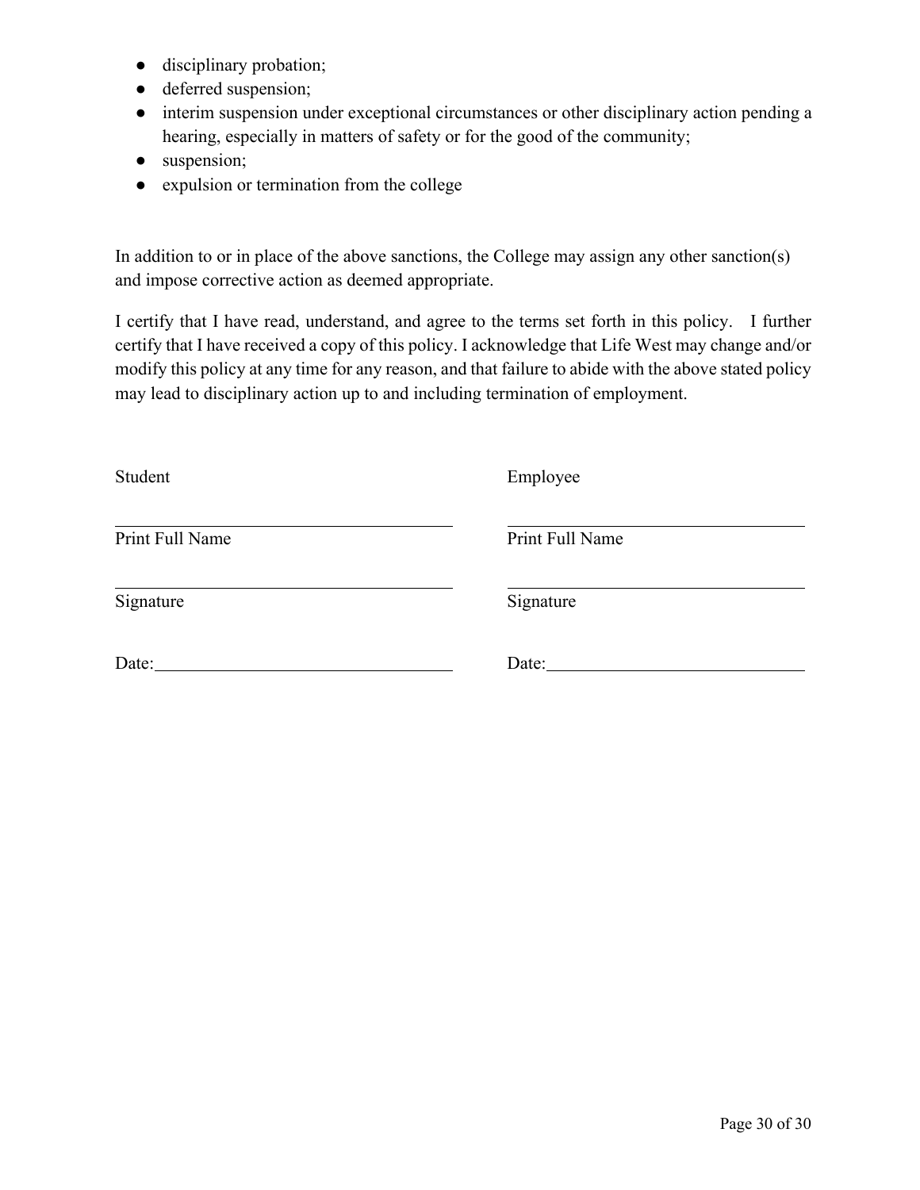- disciplinary probation;
- deferred suspension;
- interim suspension under exceptional circumstances or other disciplinary action pending a hearing, especially in matters of safety or for the good of the community;
- suspension;
- expulsion or termination from the college

In addition to or in place of the above sanctions, the College may assign any other sanction(s) and impose corrective action as deemed appropriate.

I certify that I have read, understand, and agree to the terms set forth in this policy. I further certify that I have received a copy of this policy. I acknowledge that Life West may change and/or modify this policy at any time for any reason, and that failure to abide with the above stated policy may lead to disciplinary action up to and including termination of employment.

| Student | Employee |
|---|---|
| ______________________________ | ______________________________ |
| Print Full Name | Print Full Name |
| ______________________________ | ______________________________ |
| Signature | Signature |
| Date:__________________________ | Date:__________________________ |